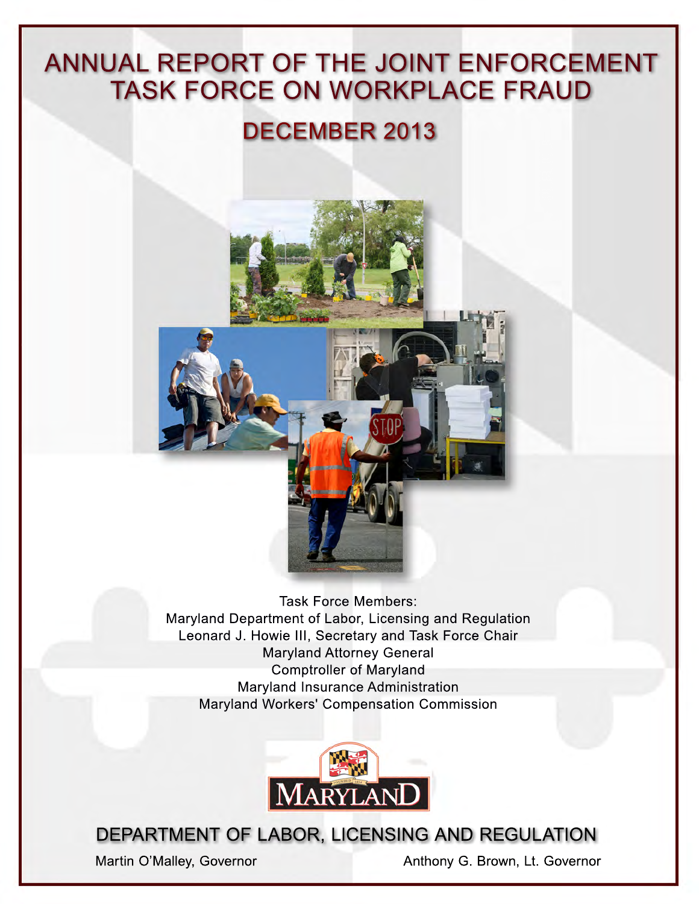# ANNUAL REPORT OF THE JOINT ENFORCEMENT TASK FORCE ON WORKPLACE FRAUD

## DECEMBER 2013

Task Force Members:
Maryland Department of Labor, Licensing and Regulation
Leonard J. Howie III, Secretary and Task Force Chair
Maryland Attorney General
Comptroller of Maryland
Maryland Insurance Administration
Maryland Workers' Compensation Commission

MARYLAND

## DEPARTMENT OF LABOR, LICENSING AND REGULATION

Martin O'Malley, Governor

Anthony G. Brown, Lt. Governor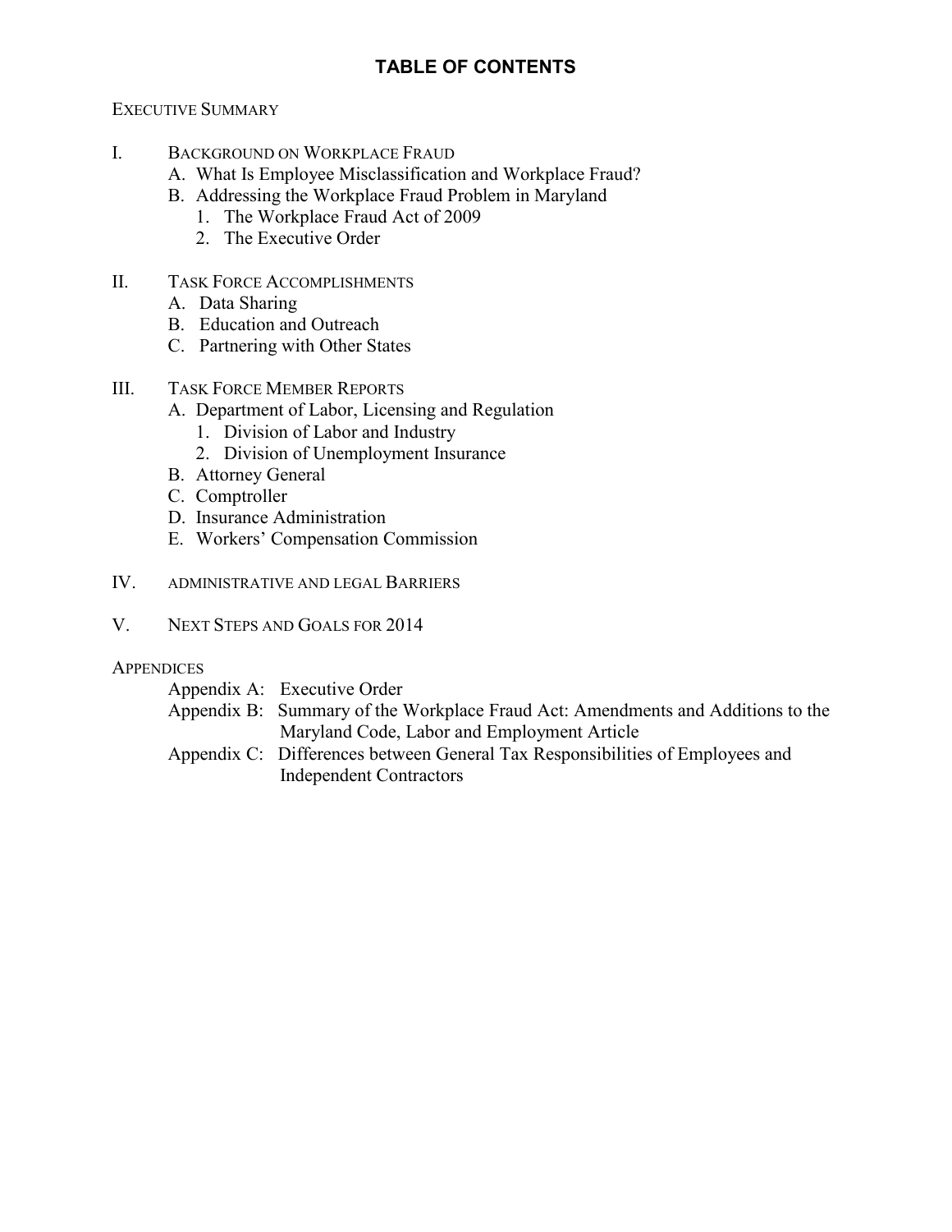# TABLE OF CONTENTS

EXECUTIVE SUMMARY

I. BACKGROUND ON WORKPLACE FRAUD
   - A. What Is Employee Misclassification and Workplace Fraud?
   - B. Addressing the Workplace Fraud Problem in Maryland
     1. The Workplace Fraud Act of 2009
     2. The Executive Order

II. TASK FORCE ACCOMPLISHMENTS
   - A. Data Sharing
   - B. Education and Outreach
   - C. Partnering with Other States

III. TASK FORCE MEMBER REPORTS
   - A. Department of Labor, Licensing and Regulation
     1. Division of Labor and Industry
     2. Division of Unemployment Insurance
   - B. Attorney General
   - C. Comptroller
   - D. Insurance Administration
   - E. Workers' Compensation Commission

IV. ADMINISTRATIVE AND LEGAL BARRIERS

V. NEXT STEPS AND GOALS FOR 2014

APPENDICES
- Appendix A: Executive Order
- Appendix B: Summary of the Workplace Fraud Act: Amendments and Additions to the Maryland Code, Labor and Employment Article
- Appendix C: Differences between General Tax Responsibilities of Employees and Independent Contractors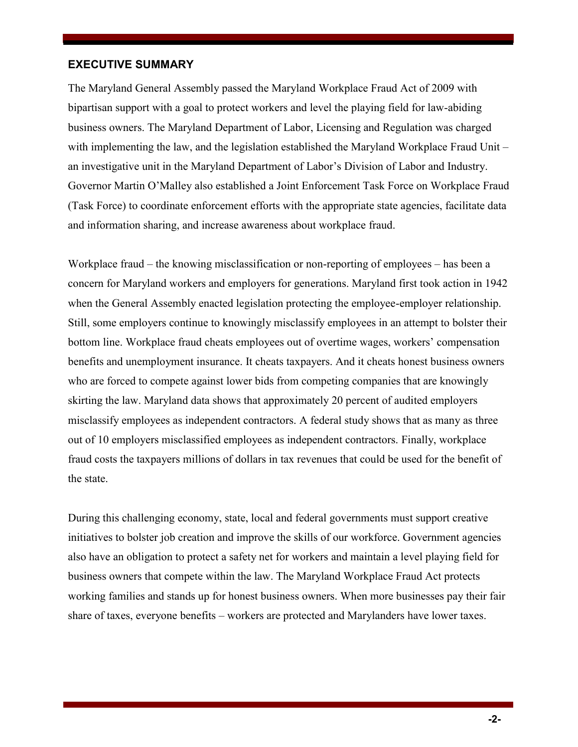## EXECUTIVE SUMMARY

The Maryland General Assembly passed the Maryland Workplace Fraud Act of 2009 with bipartisan support with a goal to protect workers and level the playing field for law-abiding business owners. The Maryland Department of Labor, Licensing and Regulation was charged with implementing the law, and the legislation established the Maryland Workplace Fraud Unit – an investigative unit in the Maryland Department of Labor's Division of Labor and Industry. Governor Martin O'Malley also established a Joint Enforcement Task Force on Workplace Fraud (Task Force) to coordinate enforcement efforts with the appropriate state agencies, facilitate data and information sharing, and increase awareness about workplace fraud.

Workplace fraud – the knowing misclassification or non-reporting of employees – has been a concern for Maryland workers and employers for generations. Maryland first took action in 1942 when the General Assembly enacted legislation protecting the employee-employer relationship. Still, some employers continue to knowingly misclassify employees in an attempt to bolster their bottom line. Workplace fraud cheats employees out of overtime wages, workers' compensation benefits and unemployment insurance. It cheats taxpayers. And it cheats honest business owners who are forced to compete against lower bids from competing companies that are knowingly skirting the law. Maryland data shows that approximately 20 percent of audited employers misclassify employees as independent contractors. A federal study shows that as many as three out of 10 employers misclassified employees as independent contractors. Finally, workplace fraud costs the taxpayers millions of dollars in tax revenues that could be used for the benefit of the state.

During this challenging economy, state, local and federal governments must support creative initiatives to bolster job creation and improve the skills of our workforce. Government agencies also have an obligation to protect a safety net for workers and maintain a level playing field for business owners that compete within the law. The Maryland Workplace Fraud Act protects working families and stands up for honest business owners. When more businesses pay their fair share of taxes, everyone benefits – workers are protected and Marylanders have lower taxes.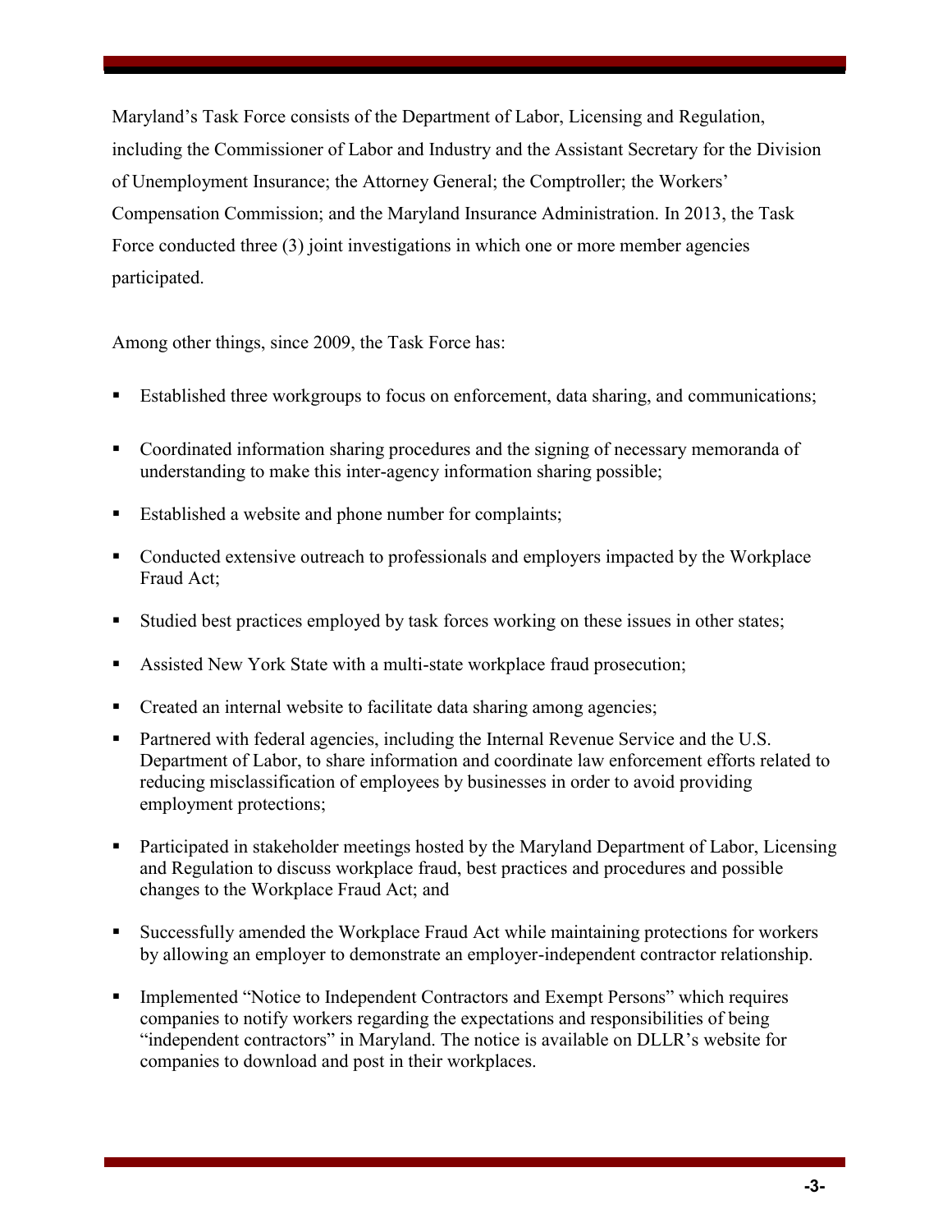Maryland's Task Force consists of the Department of Labor, Licensing and Regulation, including the Commissioner of Labor and Industry and the Assistant Secretary for the Division of Unemployment Insurance; the Attorney General; the Comptroller; the Workers' Compensation Commission; and the Maryland Insurance Administration. In 2013, the Task Force conducted three (3) joint investigations in which one or more member agencies participated.

Among other things, since 2009, the Task Force has:

- Established three workgroups to focus on enforcement, data sharing, and communications;
- Coordinated information sharing procedures and the signing of necessary memoranda of understanding to make this inter-agency information sharing possible;
- Established a website and phone number for complaints;
- Conducted extensive outreach to professionals and employers impacted by the Workplace Fraud Act;
- Studied best practices employed by task forces working on these issues in other states;
- Assisted New York State with a multi-state workplace fraud prosecution;
- Created an internal website to facilitate data sharing among agencies;
- Partnered with federal agencies, including the Internal Revenue Service and the U.S. Department of Labor, to share information and coordinate law enforcement efforts related to reducing misclassification of employees by businesses in order to avoid providing employment protections;
- Participated in stakeholder meetings hosted by the Maryland Department of Labor, Licensing and Regulation to discuss workplace fraud, best practices and procedures and possible changes to the Workplace Fraud Act; and
- Successfully amended the Workplace Fraud Act while maintaining protections for workers by allowing an employer to demonstrate an employer-independent contractor relationship.
- Implemented "Notice to Independent Contractors and Exempt Persons" which requires companies to notify workers regarding the expectations and responsibilities of being "independent contractors" in Maryland. The notice is available on DLLR's website for companies to download and post in their workplaces.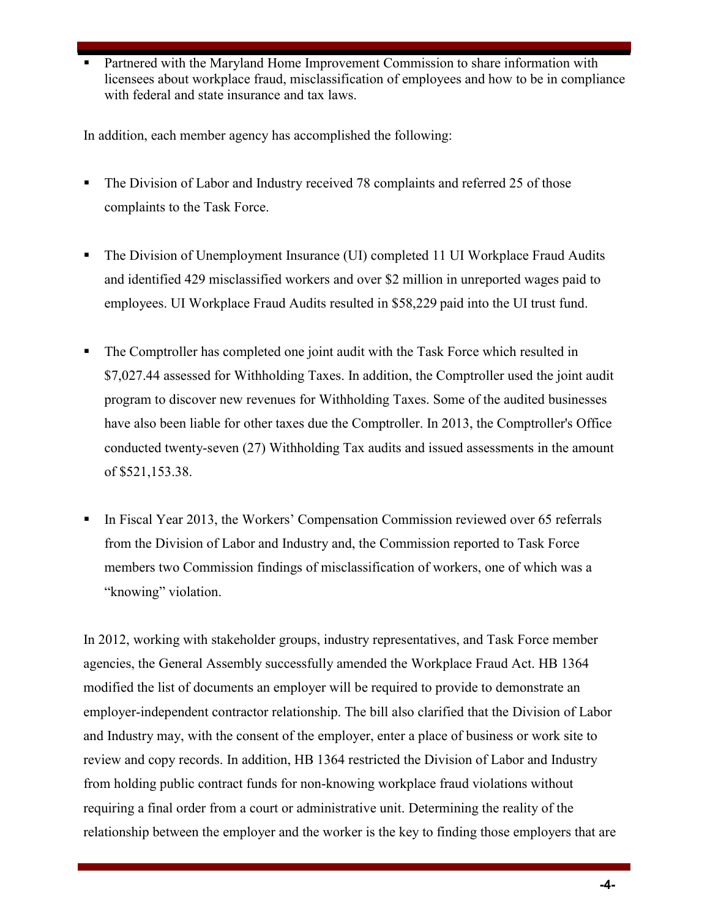- Partnered with the Maryland Home Improvement Commission to share information with licensees about workplace fraud, misclassification of employees and how to be in compliance with federal and state insurance and tax laws.

In addition, each member agency has accomplished the following:

- The Division of Labor and Industry received 78 complaints and referred 25 of those complaints to the Task Force.

- The Division of Unemployment Insurance (UI) completed 11 UI Workplace Fraud Audits and identified 429 misclassified workers and over $2 million in unreported wages paid to employees. UI Workplace Fraud Audits resulted in $58,229 paid into the UI trust fund.

- The Comptroller has completed one joint audit with the Task Force which resulted in $7,027.44 assessed for Withholding Taxes. In addition, the Comptroller used the joint audit program to discover new revenues for Withholding Taxes. Some of the audited businesses have also been liable for other taxes due the Comptroller. In 2013, the Comptroller's Office conducted twenty-seven (27) Withholding Tax audits and issued assessments in the amount of $521,153.38.

- In Fiscal Year 2013, the Workers' Compensation Commission reviewed over 65 referrals from the Division of Labor and Industry and, the Commission reported to Task Force members two Commission findings of misclassification of workers, one of which was a "knowing" violation.

In 2012, working with stakeholder groups, industry representatives, and Task Force member agencies, the General Assembly successfully amended the Workplace Fraud Act. HB 1364 modified the list of documents an employer will be required to provide to demonstrate an employer-independent contractor relationship. The bill also clarified that the Division of Labor and Industry may, with the consent of the employer, enter a place of business or work site to review and copy records. In addition, HB 1364 restricted the Division of Labor and Industry from holding public contract funds for non-knowing workplace fraud violations without requiring a final order from a court or administrative unit. Determining the reality of the relationship between the employer and the worker is the key to finding those employers that are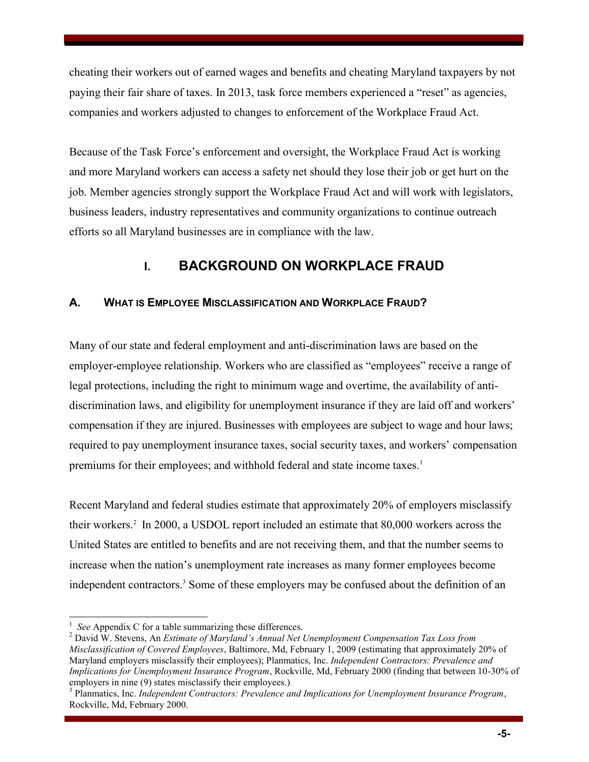cheating their workers out of earned wages and benefits and cheating Maryland taxpayers by not paying their fair share of taxes. In 2013, task force members experienced a "reset" as agencies, companies and workers adjusted to changes to enforcement of the Workplace Fraud Act.

Because of the Task Force's enforcement and oversight, the Workplace Fraud Act is working and more Maryland workers can access a safety net should they lose their job or get hurt on the job. Member agencies strongly support the Workplace Fraud Act and will work with legislators, business leaders, industry representatives and community organizations to continue outreach efforts so all Maryland businesses are in compliance with the law.

# I. BACKGROUND ON WORKPLACE FRAUD

## A. WHAT IS EMPLOYEE MISCLASSIFICATION AND WORKPLACE FRAUD?

Many of our state and federal employment and anti-discrimination laws are based on the employer-employee relationship. Workers who are classified as "employees" receive a range of legal protections, including the right to minimum wage and overtime, the availability of anti-discrimination laws, and eligibility for unemployment insurance if they are laid off and workers' compensation if they are injured. Businesses with employees are subject to wage and hour laws; required to pay unemployment insurance taxes, social security taxes, and workers' compensation premiums for their employees; and withhold federal and state income taxes.[1]

Recent Maryland and federal studies estimate that approximately 20% of employers misclassify their workers.[2] In 2000, a USDOL report included an estimate that 80,000 workers across the United States are entitled to benefits and are not receiving them, and that the number seems to increase when the nation's unemployment rate increases as many former employees become independent contractors.[3] Some of these employers may be confused about the definition of an

---

[1] *See* Appendix C for a table summarizing these differences.

[2] David W. Stevens, An *Estimate of Maryland's Annual Net Unemployment Compensation Tax Loss from Misclassification of Covered Employees*, Baltimore, Md, February 1, 2009 (estimating that approximately 20% of Maryland employers misclassify their employees); Planmatics, Inc. *Independent Contractors: Prevalence and Implications for Unemployment Insurance Program*, Rockville, Md, February 2000 (finding that between 10-30% of employers in nine (9) states misclassify their employees.)

[3] Planmatics, Inc. *Independent Contractors: Prevalence and Implications for Unemployment Insurance Program*, Rockville, Md, February 2000.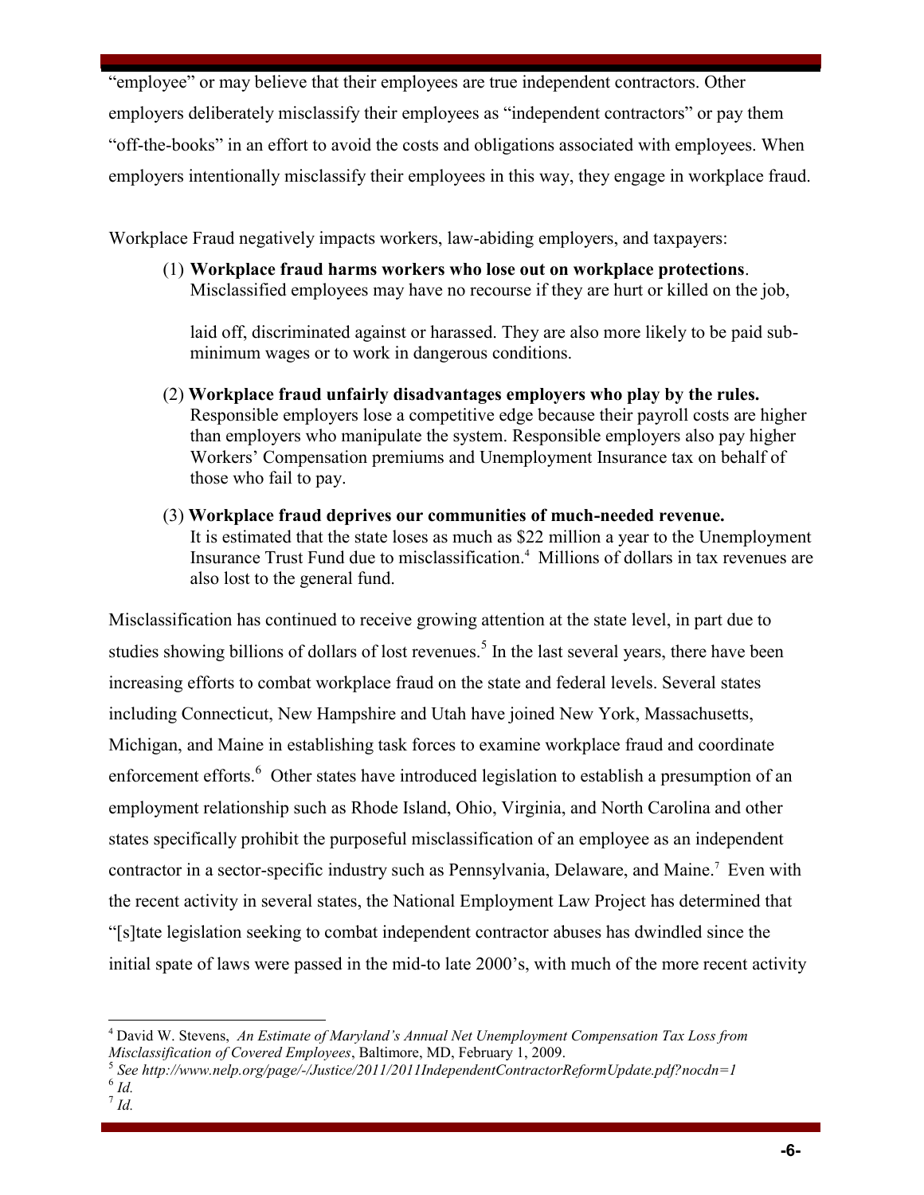"employee" or may believe that their employees are true independent contractors. Other employers deliberately misclassify their employees as "independent contractors" or pay them "off-the-books" in an effort to avoid the costs and obligations associated with employees. When employers intentionally misclassify their employees in this way, they engage in workplace fraud.

Workplace Fraud negatively impacts workers, law-abiding employers, and taxpayers:

(1) **Workplace fraud harms workers who lose out on workplace protections**. Misclassified employees may have no recourse if they are hurt or killed on the job, laid off, discriminated against or harassed. They are also more likely to be paid sub-minimum wages or to work in dangerous conditions.

(2) **Workplace fraud unfairly disadvantages employers who play by the rules.** Responsible employers lose a competitive edge because their payroll costs are higher than employers who manipulate the system. Responsible employers also pay higher Workers' Compensation premiums and Unemployment Insurance tax on behalf of those who fail to pay.

(3) **Workplace fraud deprives our communities of much-needed revenue.** It is estimated that the state loses as much as $22 million a year to the Unemployment Insurance Trust Fund due to misclassification.[4] Millions of dollars in tax revenues are also lost to the general fund.

Misclassification has continued to receive growing attention at the state level, in part due to studies showing billions of dollars of lost revenues.[5] In the last several years, there have been increasing efforts to combat workplace fraud on the state and federal levels. Several states including Connecticut, New Hampshire and Utah have joined New York, Massachusetts, Michigan, and Maine in establishing task forces to examine workplace fraud and coordinate enforcement efforts.[6] Other states have introduced legislation to establish a presumption of an employment relationship such as Rhode Island, Ohio, Virginia, and North Carolina and other states specifically prohibit the purposeful misclassification of an employee as an independent contractor in a sector-specific industry such as Pennsylvania, Delaware, and Maine.[7] Even with the recent activity in several states, the National Employment Law Project has determined that "[s]tate legislation seeking to combat independent contractor abuses has dwindled since the initial spate of laws were passed in the mid-to late 2000's, with much of the more recent activity

[4] David W. Stevens, *An Estimate of Maryland's Annual Net Unemployment Compensation Tax Loss from Misclassification of Covered Employees*, Baltimore, MD, February 1, 2009.

[5] *See http://www.nelp.org/page/-/Justice/2011/2011IndependentContractorReformUpdate.pdf?nocdn=1*

[6] *Id.*

[7] *Id.*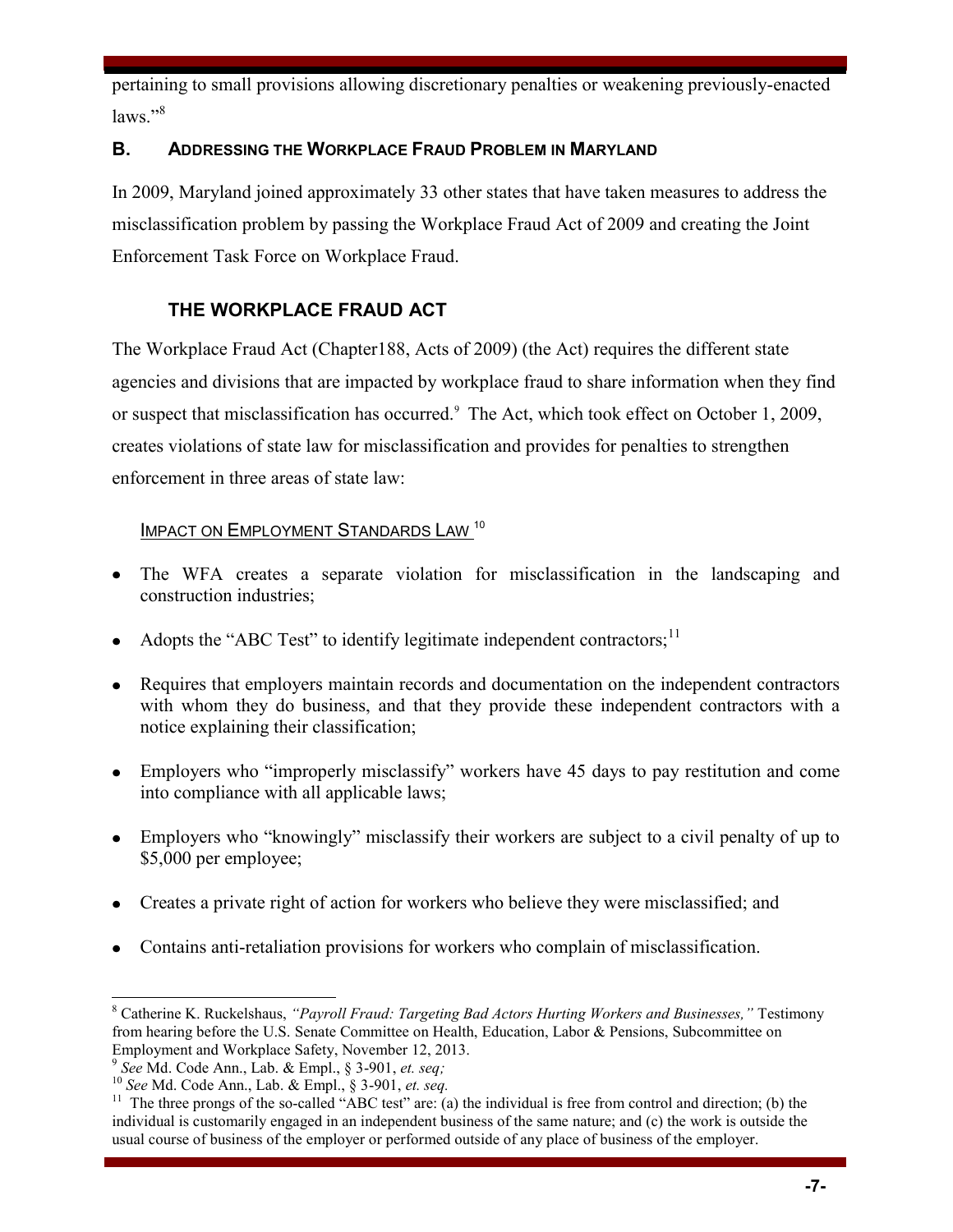pertaining to small provisions allowing discretionary penalties or weakening previously-enacted laws."[8]

## B. ADDRESSING THE WORKPLACE FRAUD PROBLEM IN MARYLAND

In 2009, Maryland joined approximately 33 other states that have taken measures to address the misclassification problem by passing the Workplace Fraud Act of 2009 and creating the Joint Enforcement Task Force on Workplace Fraud.

### THE WORKPLACE FRAUD ACT

The Workplace Fraud Act (Chapter188, Acts of 2009) (the Act) requires the different state agencies and divisions that are impacted by workplace fraud to share information when they find or suspect that misclassification has occurred.[9] The Act, which took effect on October 1, 2009, creates violations of state law for misclassification and provides for penalties to strengthen enforcement in three areas of state law:

#### IMPACT ON EMPLOYMENT STANDARDS LAW [10]

- The WFA creates a separate violation for misclassification in the landscaping and construction industries;
- Adopts the "ABC Test" to identify legitimate independent contractors;[11]
- Requires that employers maintain records and documentation on the independent contractors with whom they do business, and that they provide these independent contractors with a notice explaining their classification;
- Employers who "improperly misclassify" workers have 45 days to pay restitution and come into compliance with all applicable laws;
- Employers who "knowingly" misclassify their workers are subject to a civil penalty of up to $5,000 per employee;
- Creates a private right of action for workers who believe they were misclassified; and
- Contains anti-retaliation provisions for workers who complain of misclassification.

---

[8] Catherine K. Ruckelshaus, *"Payroll Fraud: Targeting Bad Actors Hurting Workers and Businesses,"* Testimony from hearing before the U.S. Senate Committee on Health, Education, Labor & Pensions, Subcommittee on Employment and Workplace Safety, November 12, 2013.

[9] *See* Md. Code Ann., Lab. & Empl., § 3-901, *et. seq;*

[10] *See* Md. Code Ann., Lab. & Empl., § 3-901, *et. seq.*

[11] The three prongs of the so-called "ABC test" are: (a) the individual is free from control and direction; (b) the individual is customarily engaged in an independent business of the same nature; and (c) the work is outside the usual course of business of the employer or performed outside of any place of business of the employer.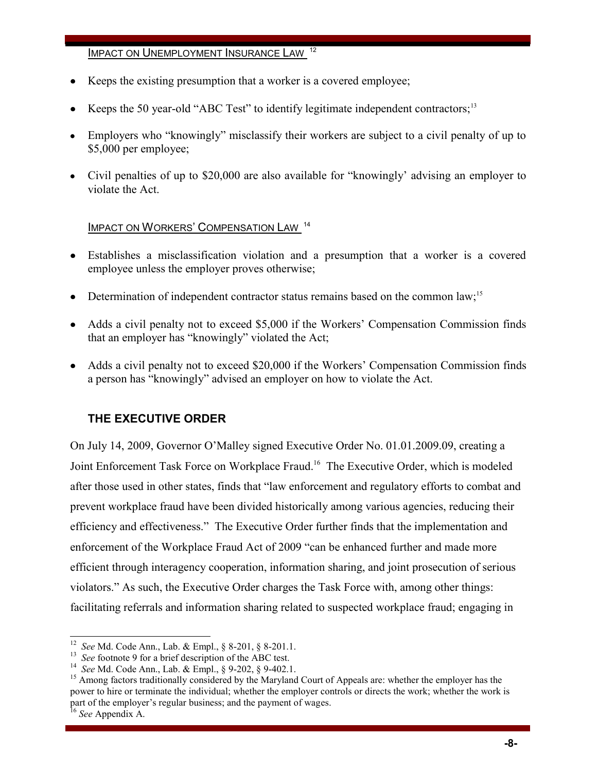### Impact on Unemployment Insurance Law [12]

- Keeps the existing presumption that a worker is a covered employee;
- Keeps the 50 year-old "ABC Test" to identify legitimate independent contractors;[13]
- Employers who "knowingly" misclassify their workers are subject to a civil penalty of up to $5,000 per employee;
- Civil penalties of up to $20,000 are also available for "knowingly' advising an employer to violate the Act.

### Impact on Workers' Compensation Law [14]

- Establishes a misclassification violation and a presumption that a worker is a covered employee unless the employer proves otherwise;
- Determination of independent contractor status remains based on the common law;[15]
- Adds a civil penalty not to exceed $5,000 if the Workers' Compensation Commission finds that an employer has "knowingly" violated the Act;
- Adds a civil penalty not to exceed $20,000 if the Workers' Compensation Commission finds a person has "knowingly" advised an employer on how to violate the Act.

## THE EXECUTIVE ORDER

On July 14, 2009, Governor O'Malley signed Executive Order No. 01.01.2009.09, creating a Joint Enforcement Task Force on Workplace Fraud.[16] The Executive Order, which is modeled after those used in other states, finds that "law enforcement and regulatory efforts to combat and prevent workplace fraud have been divided historically among various agencies, reducing their efficiency and effectiveness." The Executive Order further finds that the implementation and enforcement of the Workplace Fraud Act of 2009 "can be enhanced further and made more efficient through interagency cooperation, information sharing, and joint prosecution of serious violators." As such, the Executive Order charges the Task Force with, among other things: facilitating referrals and information sharing related to suspected workplace fraud; engaging in

---

[12] *See* Md. Code Ann., Lab. & Empl., § 8-201, § 8-201.1.

[13] *See* footnote 9 for a brief description of the ABC test.

[14] *See* Md. Code Ann., Lab. & Empl., § 9-202, § 9-402.1.

[15] Among factors traditionally considered by the Maryland Court of Appeals are: whether the employer has the power to hire or terminate the individual; whether the employer controls or directs the work; whether the work is part of the employer's regular business; and the payment of wages.

[16] *See* Appendix A.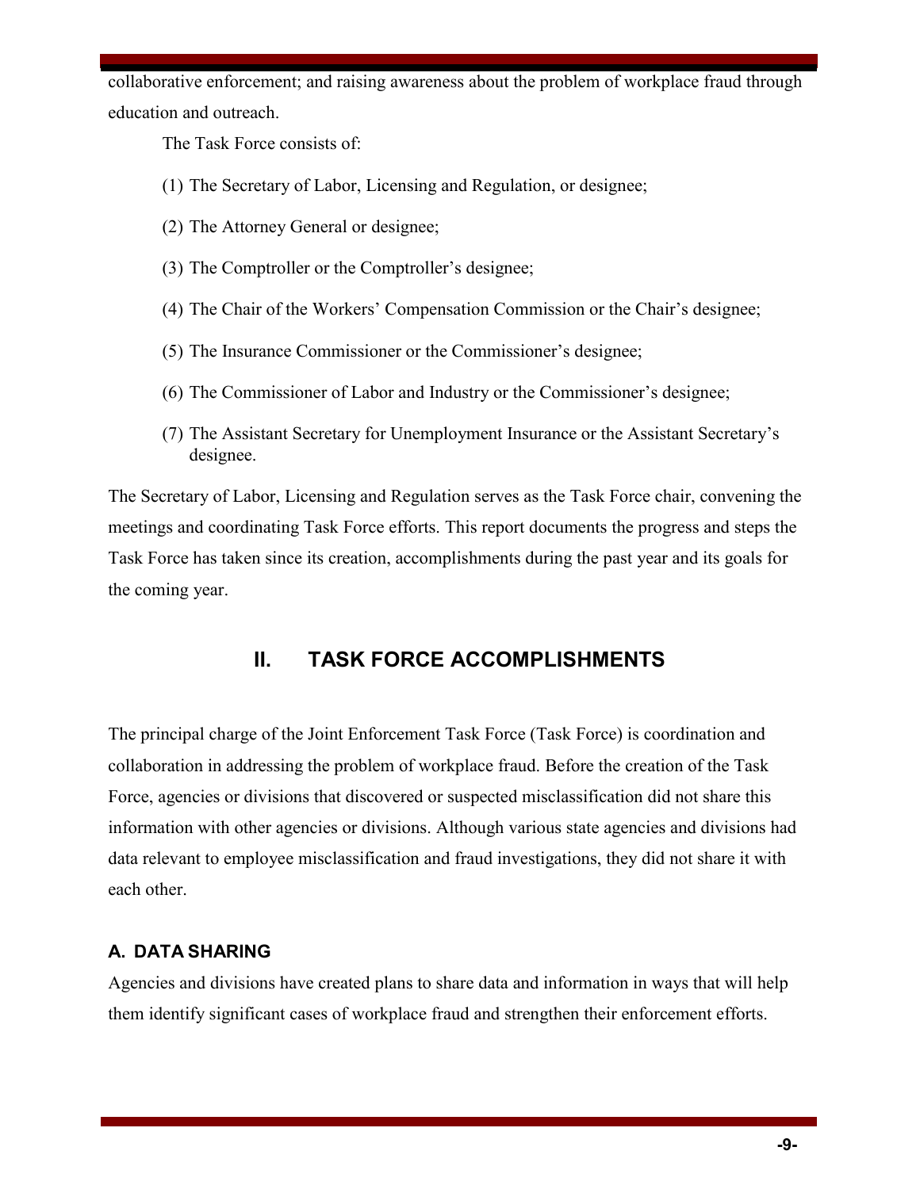collaborative enforcement; and raising awareness about the problem of workplace fraud through education and outreach.

The Task Force consists of:

(1) The Secretary of Labor, Licensing and Regulation, or designee;

(2) The Attorney General or designee;

(3) The Comptroller or the Comptroller's designee;

(4) The Chair of the Workers' Compensation Commission or the Chair's designee;

(5) The Insurance Commissioner or the Commissioner's designee;

(6) The Commissioner of Labor and Industry or the Commissioner's designee;

(7) The Assistant Secretary for Unemployment Insurance or the Assistant Secretary's designee.

The Secretary of Labor, Licensing and Regulation serves as the Task Force chair, convening the meetings and coordinating Task Force efforts. This report documents the progress and steps the Task Force has taken since its creation, accomplishments during the past year and its goals for the coming year.

## II. TASK FORCE ACCOMPLISHMENTS

The principal charge of the Joint Enforcement Task Force (Task Force) is coordination and collaboration in addressing the problem of workplace fraud. Before the creation of the Task Force, agencies or divisions that discovered or suspected misclassification did not share this information with other agencies or divisions. Although various state agencies and divisions had data relevant to employee misclassification and fraud investigations, they did not share it with each other.

### A. DATA SHARING

Agencies and divisions have created plans to share data and information in ways that will help them identify significant cases of workplace fraud and strengthen their enforcement efforts.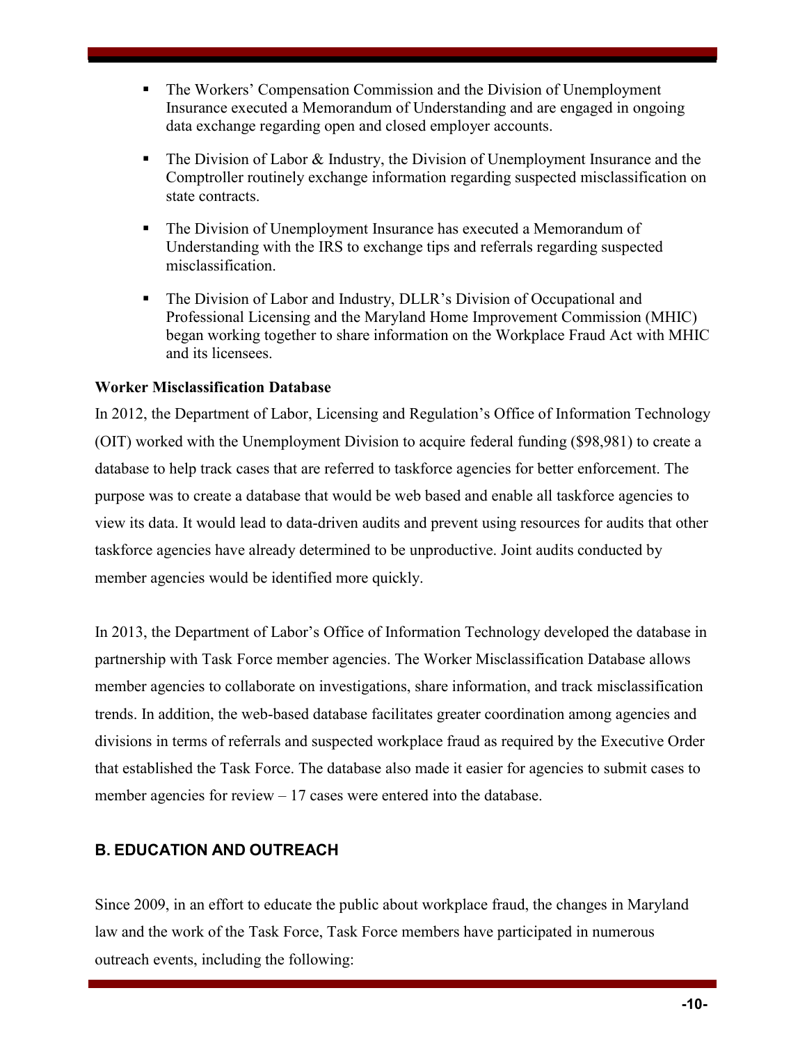- The Workers' Compensation Commission and the Division of Unemployment Insurance executed a Memorandum of Understanding and are engaged in ongoing data exchange regarding open and closed employer accounts.
- The Division of Labor & Industry, the Division of Unemployment Insurance and the Comptroller routinely exchange information regarding suspected misclassification on state contracts.
- The Division of Unemployment Insurance has executed a Memorandum of Understanding with the IRS to exchange tips and referrals regarding suspected misclassification.
- The Division of Labor and Industry, DLLR's Division of Occupational and Professional Licensing and the Maryland Home Improvement Commission (MHIC) began working together to share information on the Workplace Fraud Act with MHIC and its licensees.

**Worker Misclassification Database**

In 2012, the Department of Labor, Licensing and Regulation's Office of Information Technology (OIT) worked with the Unemployment Division to acquire federal funding ($98,981) to create a database to help track cases that are referred to taskforce agencies for better enforcement. The purpose was to create a database that would be web based and enable all taskforce agencies to view its data. It would lead to data-driven audits and prevent using resources for audits that other taskforce agencies have already determined to be unproductive. Joint audits conducted by member agencies would be identified more quickly.

In 2013, the Department of Labor's Office of Information Technology developed the database in partnership with Task Force member agencies. The Worker Misclassification Database allows member agencies to collaborate on investigations, share information, and track misclassification trends. In addition, the web-based database facilitates greater coordination among agencies and divisions in terms of referrals and suspected workplace fraud as required by the Executive Order that established the Task Force. The database also made it easier for agencies to submit cases to member agencies for review – 17 cases were entered into the database.

## B. EDUCATION AND OUTREACH

Since 2009, in an effort to educate the public about workplace fraud, the changes in Maryland law and the work of the Task Force, Task Force members have participated in numerous outreach events, including the following: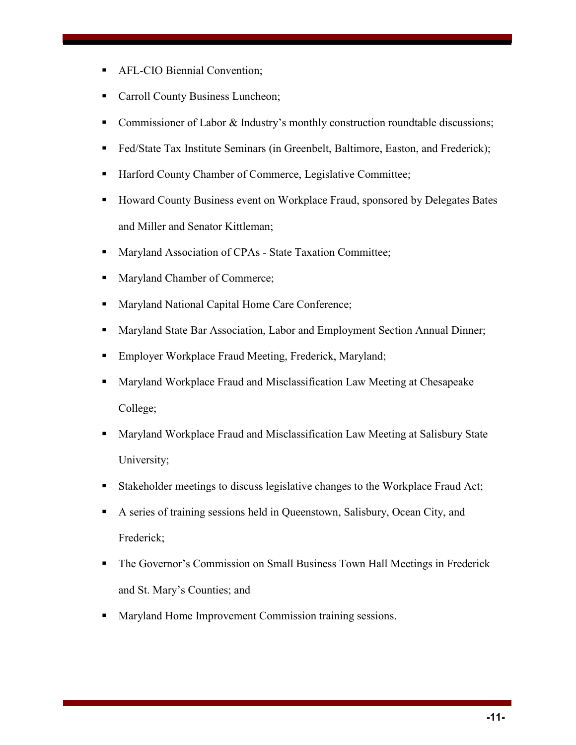- AFL-CIO Biennial Convention;
- Carroll County Business Luncheon;
- Commissioner of Labor & Industry's monthly construction roundtable discussions;
- Fed/State Tax Institute Seminars (in Greenbelt, Baltimore, Easton, and Frederick);
- Harford County Chamber of Commerce, Legislative Committee;
- Howard County Business event on Workplace Fraud, sponsored by Delegates Bates and Miller and Senator Kittleman;
- Maryland Association of CPAs - State Taxation Committee;
- Maryland Chamber of Commerce;
- Maryland National Capital Home Care Conference;
- Maryland State Bar Association, Labor and Employment Section Annual Dinner;
- Employer Workplace Fraud Meeting, Frederick, Maryland;
- Maryland Workplace Fraud and Misclassification Law Meeting at Chesapeake College;
- Maryland Workplace Fraud and Misclassification Law Meeting at Salisbury State University;
- Stakeholder meetings to discuss legislative changes to the Workplace Fraud Act;
- A series of training sessions held in Queenstown, Salisbury, Ocean City, and Frederick;
- The Governor's Commission on Small Business Town Hall Meetings in Frederick and St. Mary's Counties; and
- Maryland Home Improvement Commission training sessions.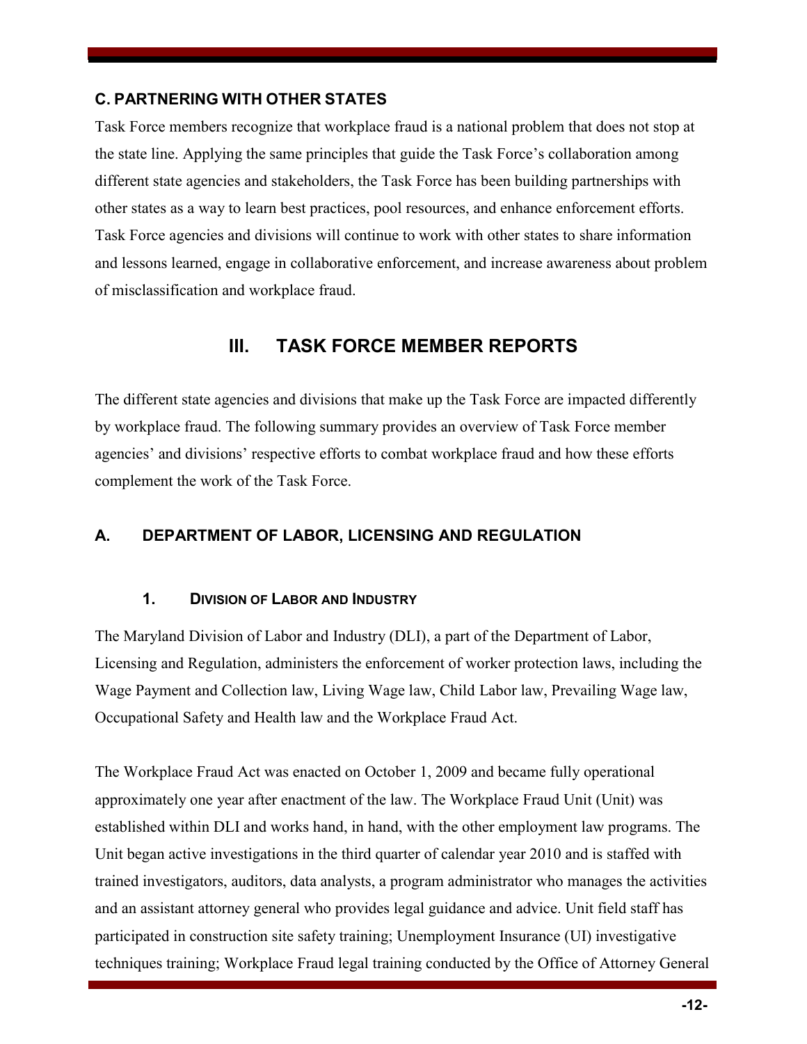### C. PARTNERING WITH OTHER STATES

Task Force members recognize that workplace fraud is a national problem that does not stop at the state line. Applying the same principles that guide the Task Force's collaboration among different state agencies and stakeholders, the Task Force has been building partnerships with other states as a way to learn best practices, pool resources, and enhance enforcement efforts. Task Force agencies and divisions will continue to work with other states to share information and lessons learned, engage in collaborative enforcement, and increase awareness about problem of misclassification and workplace fraud.

## III. TASK FORCE MEMBER REPORTS

The different state agencies and divisions that make up the Task Force are impacted differently by workplace fraud. The following summary provides an overview of Task Force member agencies' and divisions' respective efforts to combat workplace fraud and how these efforts complement the work of the Task Force.

### A. DEPARTMENT OF LABOR, LICENSING AND REGULATION

#### 1. DIVISION OF LABOR AND INDUSTRY

The Maryland Division of Labor and Industry (DLI), a part of the Department of Labor, Licensing and Regulation, administers the enforcement of worker protection laws, including the Wage Payment and Collection law, Living Wage law, Child Labor law, Prevailing Wage law, Occupational Safety and Health law and the Workplace Fraud Act.

The Workplace Fraud Act was enacted on October 1, 2009 and became fully operational approximately one year after enactment of the law. The Workplace Fraud Unit (Unit) was established within DLI and works hand, in hand, with the other employment law programs. The Unit began active investigations in the third quarter of calendar year 2010 and is staffed with trained investigators, auditors, data analysts, a program administrator who manages the activities and an assistant attorney general who provides legal guidance and advice. Unit field staff has participated in construction site safety training; Unemployment Insurance (UI) investigative techniques training; Workplace Fraud legal training conducted by the Office of Attorney General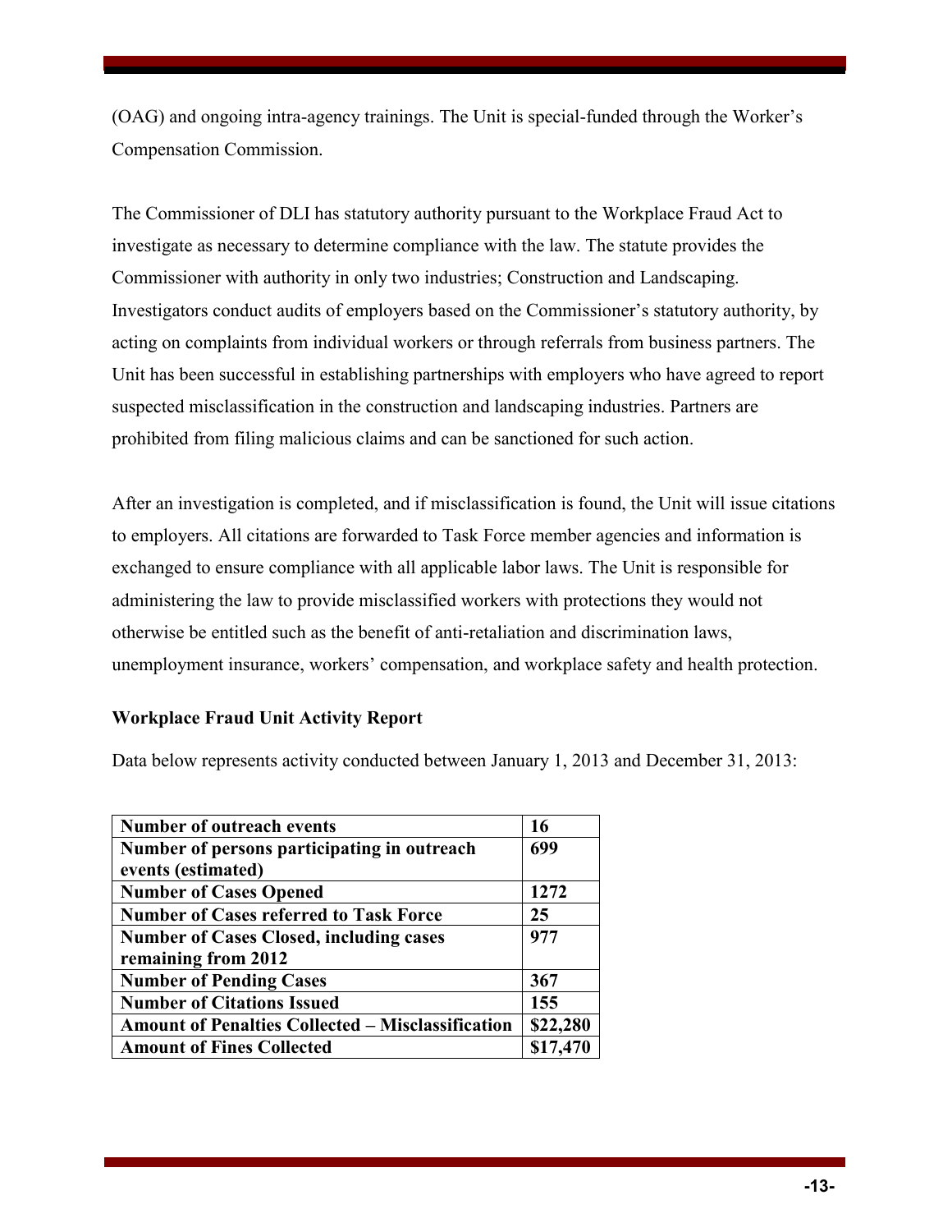(OAG) and ongoing intra-agency trainings. The Unit is special-funded through the Worker's Compensation Commission.

The Commissioner of DLI has statutory authority pursuant to the Workplace Fraud Act to investigate as necessary to determine compliance with the law. The statute provides the Commissioner with authority in only two industries; Construction and Landscaping. Investigators conduct audits of employers based on the Commissioner's statutory authority, by acting on complaints from individual workers or through referrals from business partners. The Unit has been successful in establishing partnerships with employers who have agreed to report suspected misclassification in the construction and landscaping industries. Partners are prohibited from filing malicious claims and can be sanctioned for such action.

After an investigation is completed, and if misclassification is found, the Unit will issue citations to employers. All citations are forwarded to Task Force member agencies and information is exchanged to ensure compliance with all applicable labor laws. The Unit is responsible for administering the law to provide misclassified workers with protections they would not otherwise be entitled such as the benefit of anti-retaliation and discrimination laws, unemployment insurance, workers' compensation, and workplace safety and health protection.

**Workplace Fraud Unit Activity Report**

Data below represents activity conducted between January 1, 2013 and December 31, 2013:

| | |
|---|---|
| **Number of outreach events** | **16** |
| **Number of persons participating in outreach events (estimated)** | **699** |
| **Number of Cases Opened** | **1272** |
| **Number of Cases referred to Task Force** | **25** |
| **Number of Cases Closed, including cases remaining from 2012** | **977** |
| **Number of Pending Cases** | **367** |
| **Number of Citations Issued** | **155** |
| **Amount of Penalties Collected – Misclassification** | **$22,280** |
| **Amount of Fines Collected** | **$17,470** |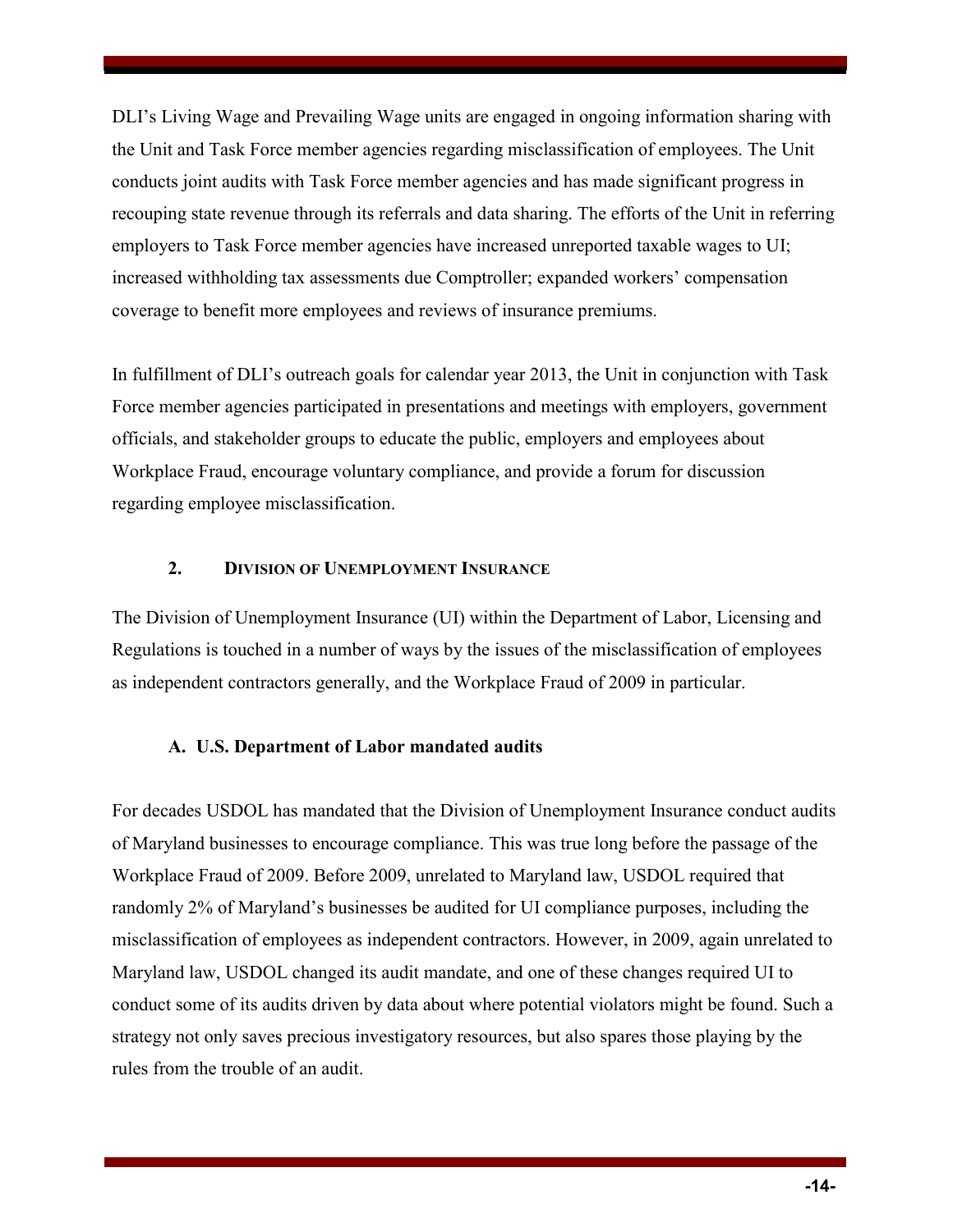DLI's Living Wage and Prevailing Wage units are engaged in ongoing information sharing with the Unit and Task Force member agencies regarding misclassification of employees. The Unit conducts joint audits with Task Force member agencies and has made significant progress in recouping state revenue through its referrals and data sharing. The efforts of the Unit in referring employers to Task Force member agencies have increased unreported taxable wages to UI; increased withholding tax assessments due Comptroller; expanded workers' compensation coverage to benefit more employees and reviews of insurance premiums.

In fulfillment of DLI's outreach goals for calendar year 2013, the Unit in conjunction with Task Force member agencies participated in presentations and meetings with employers, government officials, and stakeholder groups to educate the public, employers and employees about Workplace Fraud, encourage voluntary compliance, and provide a forum for discussion regarding employee misclassification.

### 2. Division of Unemployment Insurance

The Division of Unemployment Insurance (UI) within the Department of Labor, Licensing and Regulations is touched in a number of ways by the issues of the misclassification of employees as independent contractors generally, and the Workplace Fraud of 2009 in particular.

#### A. U.S. Department of Labor mandated audits

For decades USDOL has mandated that the Division of Unemployment Insurance conduct audits of Maryland businesses to encourage compliance. This was true long before the passage of the Workplace Fraud of 2009. Before 2009, unrelated to Maryland law, USDOL required that randomly 2% of Maryland's businesses be audited for UI compliance purposes, including the misclassification of employees as independent contractors. However, in 2009, again unrelated to Maryland law, USDOL changed its audit mandate, and one of these changes required UI to conduct some of its audits driven by data about where potential violators might be found. Such a strategy not only saves precious investigatory resources, but also spares those playing by the rules from the trouble of an audit.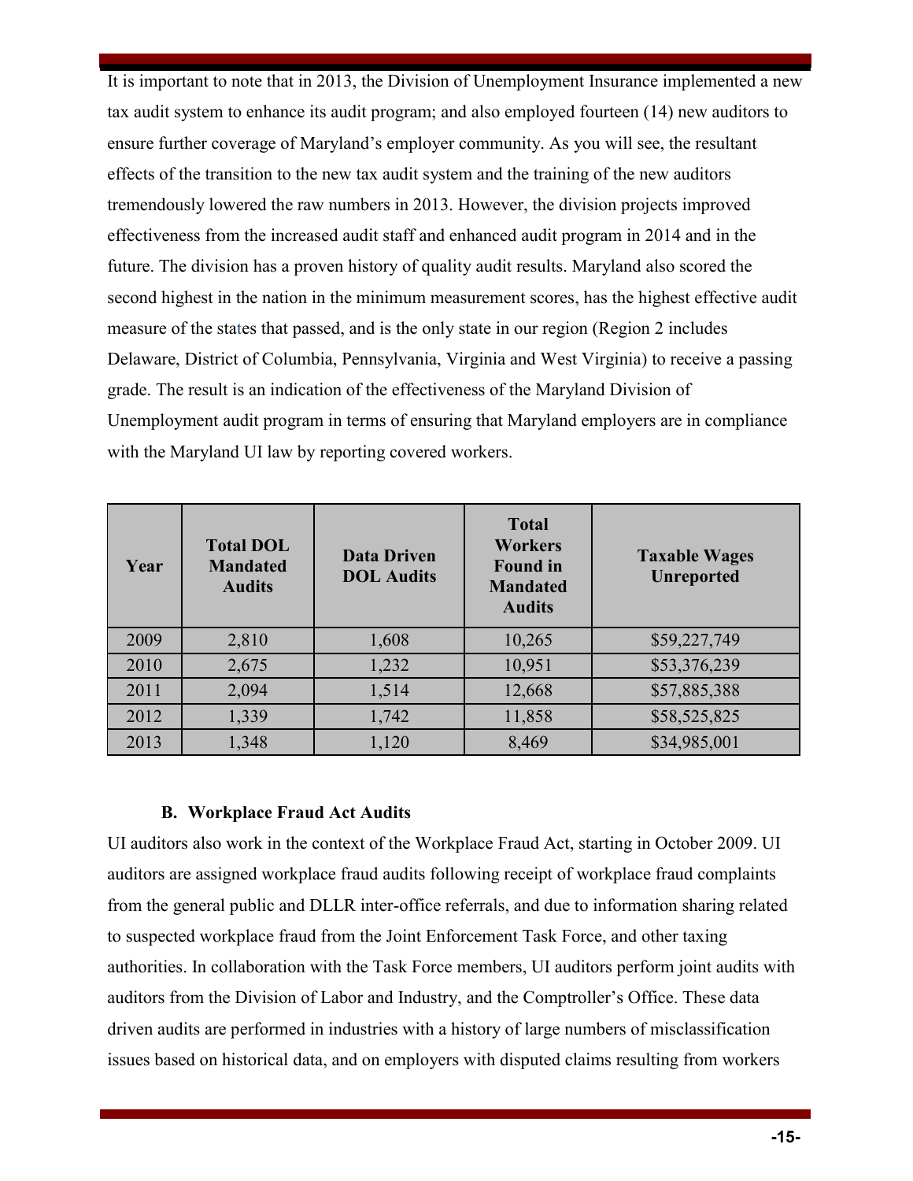It is important to note that in 2013, the Division of Unemployment Insurance implemented a new tax audit system to enhance its audit program; and also employed fourteen (14) new auditors to ensure further coverage of Maryland's employer community. As you will see, the resultant effects of the transition to the new tax audit system and the training of the new auditors tremendously lowered the raw numbers in 2013. However, the division projects improved effectiveness from the increased audit staff and enhanced audit program in 2014 and in the future. The division has a proven history of quality audit results. Maryland also scored the second highest in the nation in the minimum measurement scores, has the highest effective audit measure of the states that passed, and is the only state in our region (Region 2 includes Delaware, District of Columbia, Pennsylvania, Virginia and West Virginia) to receive a passing grade. The result is an indication of the effectiveness of the Maryland Division of Unemployment audit program in terms of ensuring that Maryland employers are in compliance with the Maryland UI law by reporting covered workers.

| Year | Total DOL Mandated Audits | Data Driven DOL Audits | Total Workers Found in Mandated Audits | Taxable Wages Unreported |
|---|---|---|---|---|
| 2009 | 2,810 | 1,608 | 10,265 | $59,227,749 |
| 2010 | 2,675 | 1,232 | 10,951 | $53,376,239 |
| 2011 | 2,094 | 1,514 | 12,668 | $57,885,388 |
| 2012 | 1,339 | 1,742 | 11,858 | $58,525,825 |
| 2013 | 1,348 | 1,120 | 8,469 | $34,985,001 |

### B. Workplace Fraud Act Audits

UI auditors also work in the context of the Workplace Fraud Act, starting in October 2009. UI auditors are assigned workplace fraud audits following receipt of workplace fraud complaints from the general public and DLLR inter-office referrals, and due to information sharing related to suspected workplace fraud from the Joint Enforcement Task Force, and other taxing authorities. In collaboration with the Task Force members, UI auditors perform joint audits with auditors from the Division of Labor and Industry, and the Comptroller's Office. These data driven audits are performed in industries with a history of large numbers of misclassification issues based on historical data, and on employers with disputed claims resulting from workers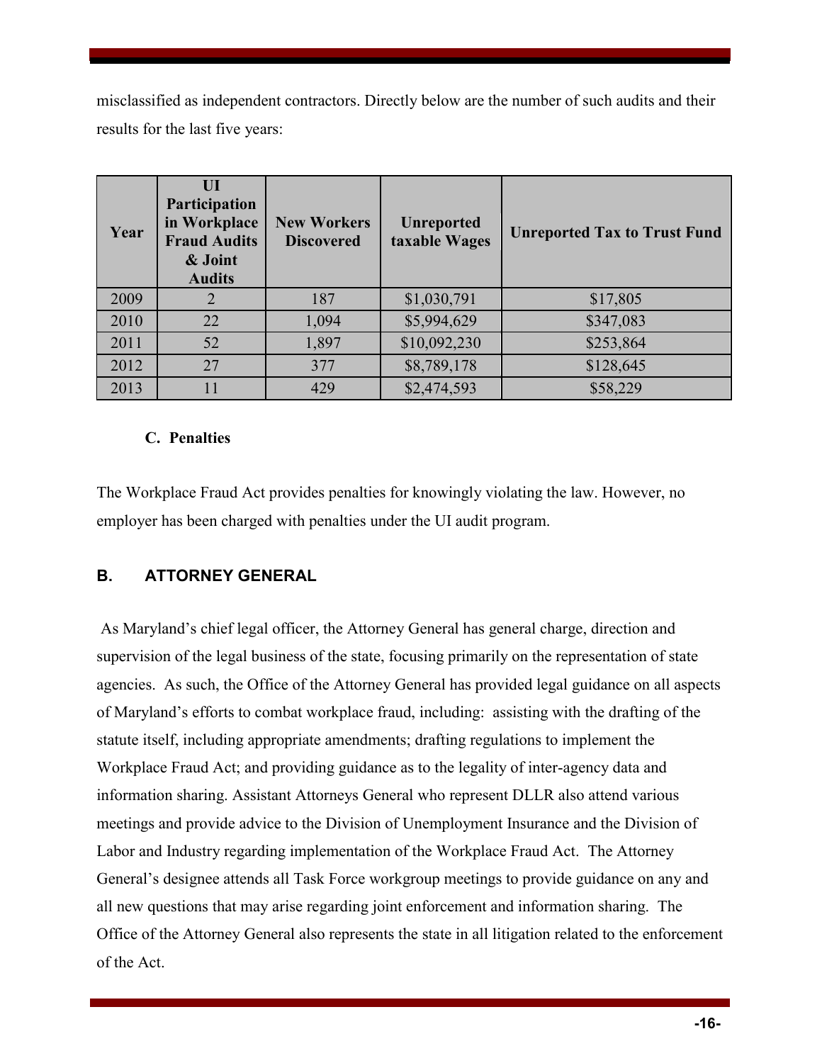misclassified as independent contractors. Directly below are the number of such audits and their results for the last five years:

| Year | UI Participation in Workplace Fraud Audits & Joint Audits | New Workers Discovered | Unreported taxable Wages | Unreported Tax to Trust Fund |
|---|---|---|---|---|
| 2009 | 2 | 187 | $1,030,791 | $17,805 |
| 2010 | 22 | 1,094 | $5,994,629 | $347,083 |
| 2011 | 52 | 1,897 | $10,092,230 | $253,864 |
| 2012 | 27 | 377 | $8,789,178 | $128,645 |
| 2013 | 11 | 429 | $2,474,593 | $58,229 |

### C. Penalties

The Workplace Fraud Act provides penalties for knowingly violating the law. However, no employer has been charged with penalties under the UI audit program.

## B. ATTORNEY GENERAL

As Maryland's chief legal officer, the Attorney General has general charge, direction and supervision of the legal business of the state, focusing primarily on the representation of state agencies. As such, the Office of the Attorney General has provided legal guidance on all aspects of Maryland's efforts to combat workplace fraud, including: assisting with the drafting of the statute itself, including appropriate amendments; drafting regulations to implement the Workplace Fraud Act; and providing guidance as to the legality of inter-agency data and information sharing. Assistant Attorneys General who represent DLLR also attend various meetings and provide advice to the Division of Unemployment Insurance and the Division of Labor and Industry regarding implementation of the Workplace Fraud Act. The Attorney General's designee attends all Task Force workgroup meetings to provide guidance on any and all new questions that may arise regarding joint enforcement and information sharing. The Office of the Attorney General also represents the state in all litigation related to the enforcement of the Act.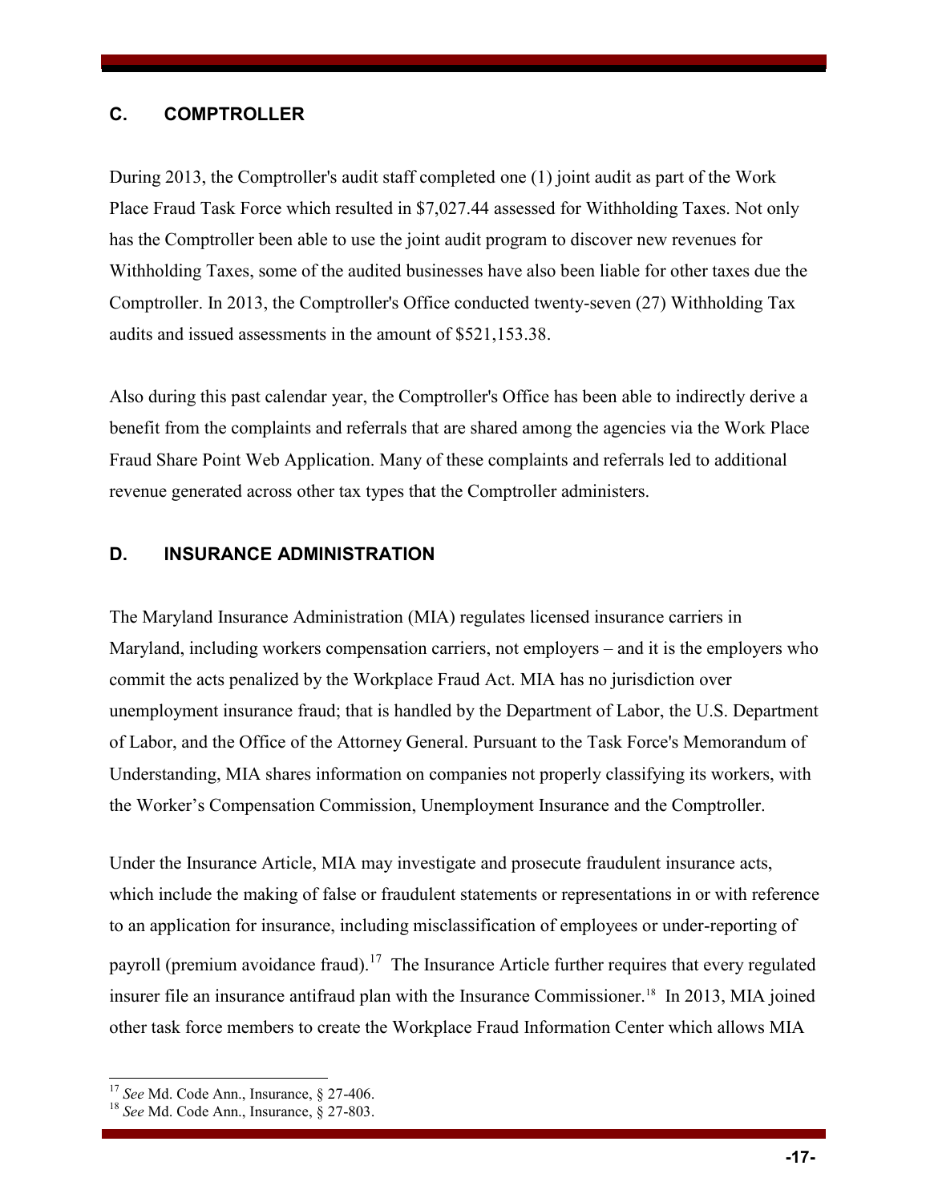## C. COMPTROLLER

During 2013, the Comptroller's audit staff completed one (1) joint audit as part of the Work Place Fraud Task Force which resulted in $7,027.44 assessed for Withholding Taxes. Not only has the Comptroller been able to use the joint audit program to discover new revenues for Withholding Taxes, some of the audited businesses have also been liable for other taxes due the Comptroller. In 2013, the Comptroller's Office conducted twenty-seven (27) Withholding Tax audits and issued assessments in the amount of $521,153.38.

Also during this past calendar year, the Comptroller's Office has been able to indirectly derive a benefit from the complaints and referrals that are shared among the agencies via the Work Place Fraud Share Point Web Application. Many of these complaints and referrals led to additional revenue generated across other tax types that the Comptroller administers.

## D. INSURANCE ADMINISTRATION

The Maryland Insurance Administration (MIA) regulates licensed insurance carriers in Maryland, including workers compensation carriers, not employers – and it is the employers who commit the acts penalized by the Workplace Fraud Act. MIA has no jurisdiction over unemployment insurance fraud; that is handled by the Department of Labor, the U.S. Department of Labor, and the Office of the Attorney General. Pursuant to the Task Force's Memorandum of Understanding, MIA shares information on companies not properly classifying its workers, with the Worker's Compensation Commission, Unemployment Insurance and the Comptroller.

Under the Insurance Article, MIA may investigate and prosecute fraudulent insurance acts, which include the making of false or fraudulent statements or representations in or with reference to an application for insurance, including misclassification of employees or under-reporting of payroll (premium avoidance fraud).[17] The Insurance Article further requires that every regulated insurer file an insurance antifraud plan with the Insurance Commissioner.[18] In 2013, MIA joined other task force members to create the Workplace Fraud Information Center which allows MIA

[17] *See* Md. Code Ann., Insurance, § 27-406.

[18] *See* Md. Code Ann., Insurance, § 27-803.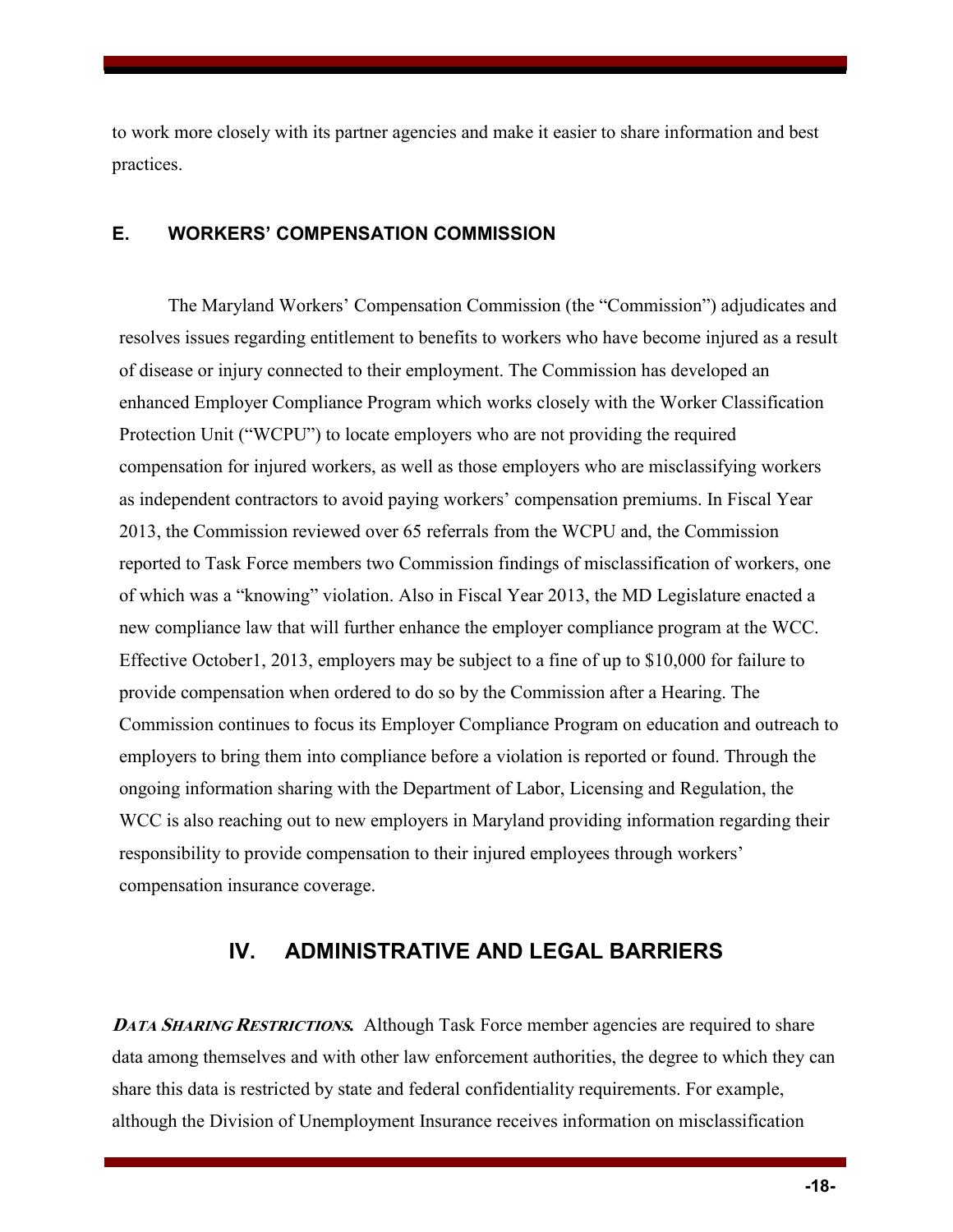to work more closely with its partner agencies and make it easier to share information and best practices.

### E. WORKERS' COMPENSATION COMMISSION

The Maryland Workers' Compensation Commission (the "Commission") adjudicates and resolves issues regarding entitlement to benefits to workers who have become injured as a result of disease or injury connected to their employment. The Commission has developed an enhanced Employer Compliance Program which works closely with the Worker Classification Protection Unit ("WCPU") to locate employers who are not providing the required compensation for injured workers, as well as those employers who are misclassifying workers as independent contractors to avoid paying workers' compensation premiums. In Fiscal Year 2013, the Commission reviewed over 65 referrals from the WCPU and, the Commission reported to Task Force members two Commission findings of misclassification of workers, one of which was a "knowing" violation. Also in Fiscal Year 2013, the MD Legislature enacted a new compliance law that will further enhance the employer compliance program at the WCC. Effective October1, 2013, employers may be subject to a fine of up to $10,000 for failure to provide compensation when ordered to do so by the Commission after a Hearing. The Commission continues to focus its Employer Compliance Program on education and outreach to employers to bring them into compliance before a violation is reported or found. Through the ongoing information sharing with the Department of Labor, Licensing and Regulation, the WCC is also reaching out to new employers in Maryland providing information regarding their responsibility to provide compensation to their injured employees through workers' compensation insurance coverage.

## IV. ADMINISTRATIVE AND LEGAL BARRIERS

***Data Sharing Restrictions.*** Although Task Force member agencies are required to share data among themselves and with other law enforcement authorities, the degree to which they can share this data is restricted by state and federal confidentiality requirements. For example, although the Division of Unemployment Insurance receives information on misclassification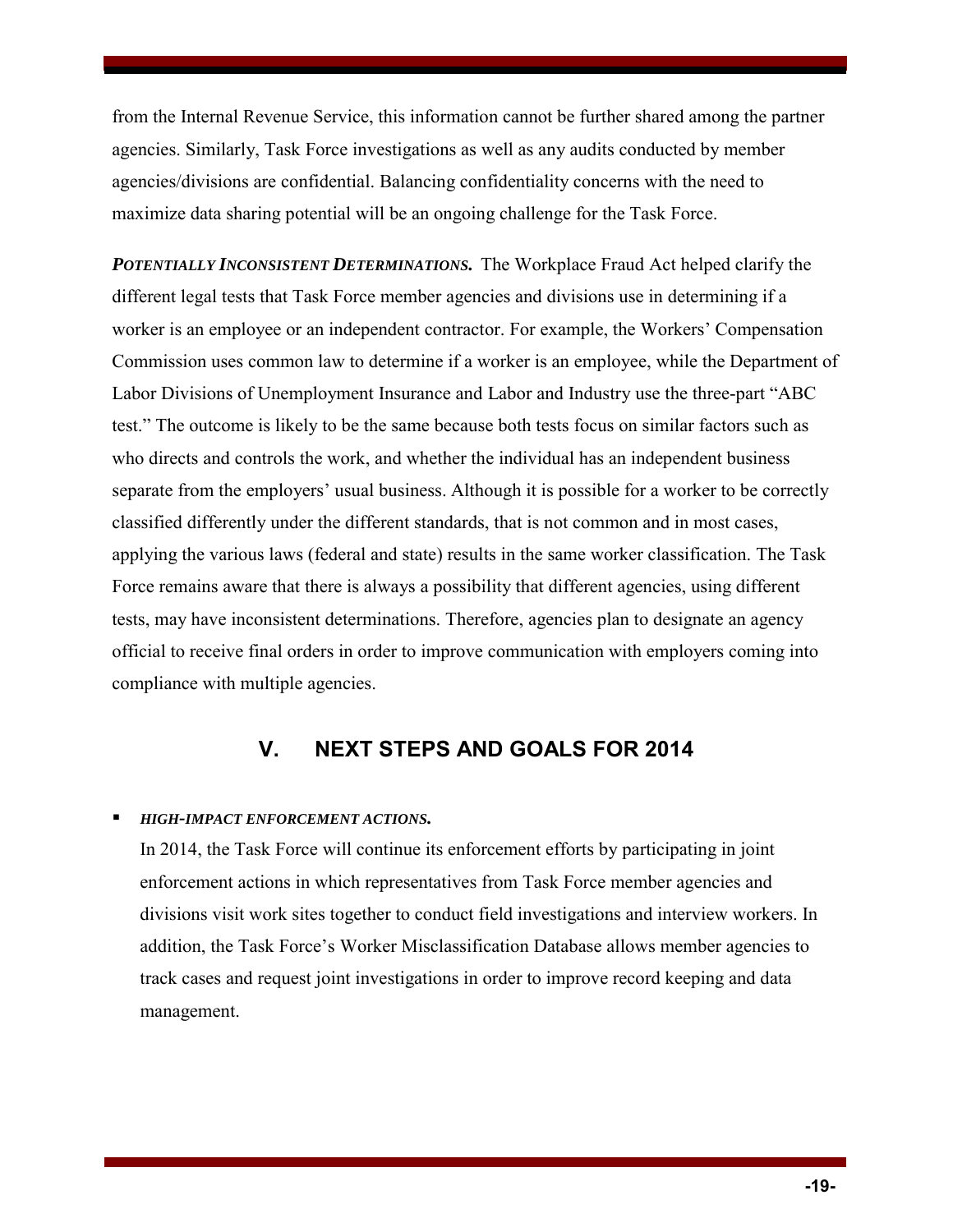from the Internal Revenue Service, this information cannot be further shared among the partner agencies. Similarly, Task Force investigations as well as any audits conducted by member agencies/divisions are confidential. Balancing confidentiality concerns with the need to maximize data sharing potential will be an ongoing challenge for the Task Force.

***POTENTIALLY INCONSISTENT DETERMINATIONS.*** The Workplace Fraud Act helped clarify the different legal tests that Task Force member agencies and divisions use in determining if a worker is an employee or an independent contractor. For example, the Workers' Compensation Commission uses common law to determine if a worker is an employee, while the Department of Labor Divisions of Unemployment Insurance and Labor and Industry use the three-part "ABC test." The outcome is likely to be the same because both tests focus on similar factors such as who directs and controls the work, and whether the individual has an independent business separate from the employers' usual business. Although it is possible for a worker to be correctly classified differently under the different standards, that is not common and in most cases, applying the various laws (federal and state) results in the same worker classification. The Task Force remains aware that there is always a possibility that different agencies, using different tests, may have inconsistent determinations. Therefore, agencies plan to designate an agency official to receive final orders in order to improve communication with employers coming into compliance with multiple agencies.

## V. NEXT STEPS AND GOALS FOR 2014

- ***HIGH-IMPACT ENFORCEMENT ACTIONS.***

  In 2014, the Task Force will continue its enforcement efforts by participating in joint enforcement actions in which representatives from Task Force member agencies and divisions visit work sites together to conduct field investigations and interview workers. In addition, the Task Force's Worker Misclassification Database allows member agencies to track cases and request joint investigations in order to improve record keeping and data management.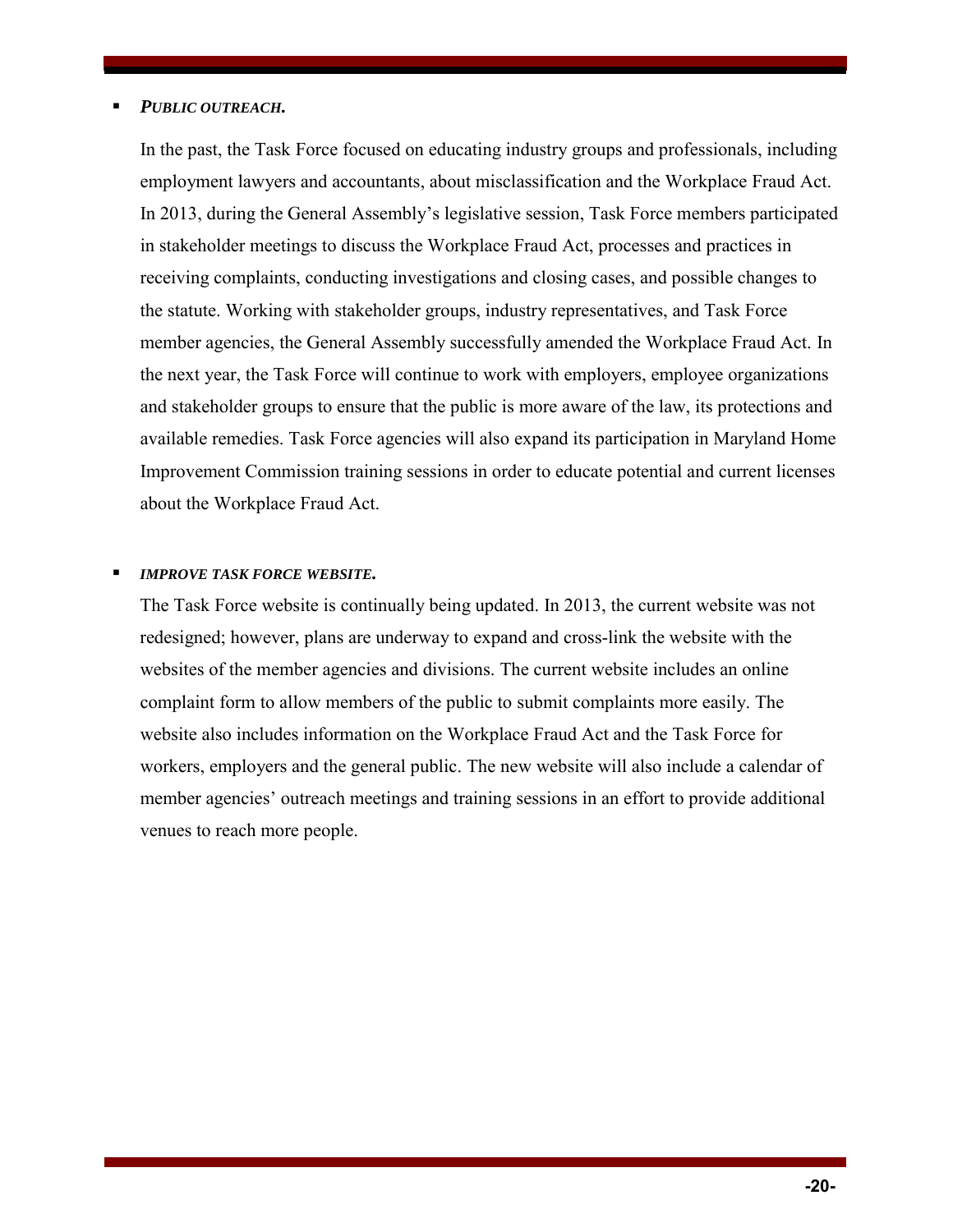- ***PUBLIC OUTREACH.***

  In the past, the Task Force focused on educating industry groups and professionals, including employment lawyers and accountants, about misclassification and the Workplace Fraud Act. In 2013, during the General Assembly's legislative session, Task Force members participated in stakeholder meetings to discuss the Workplace Fraud Act, processes and practices in receiving complaints, conducting investigations and closing cases, and possible changes to the statute. Working with stakeholder groups, industry representatives, and Task Force member agencies, the General Assembly successfully amended the Workplace Fraud Act. In the next year, the Task Force will continue to work with employers, employee organizations and stakeholder groups to ensure that the public is more aware of the law, its protections and available remedies. Task Force agencies will also expand its participation in Maryland Home Improvement Commission training sessions in order to educate potential and current licenses about the Workplace Fraud Act.

- ***IMPROVE TASK FORCE WEBSITE.***

  The Task Force website is continually being updated. In 2013, the current website was not redesigned; however, plans are underway to expand and cross-link the website with the websites of the member agencies and divisions. The current website includes an online complaint form to allow members of the public to submit complaints more easily. The website also includes information on the Workplace Fraud Act and the Task Force for workers, employers and the general public. The new website will also include a calendar of member agencies' outreach meetings and training sessions in an effort to provide additional venues to reach more people.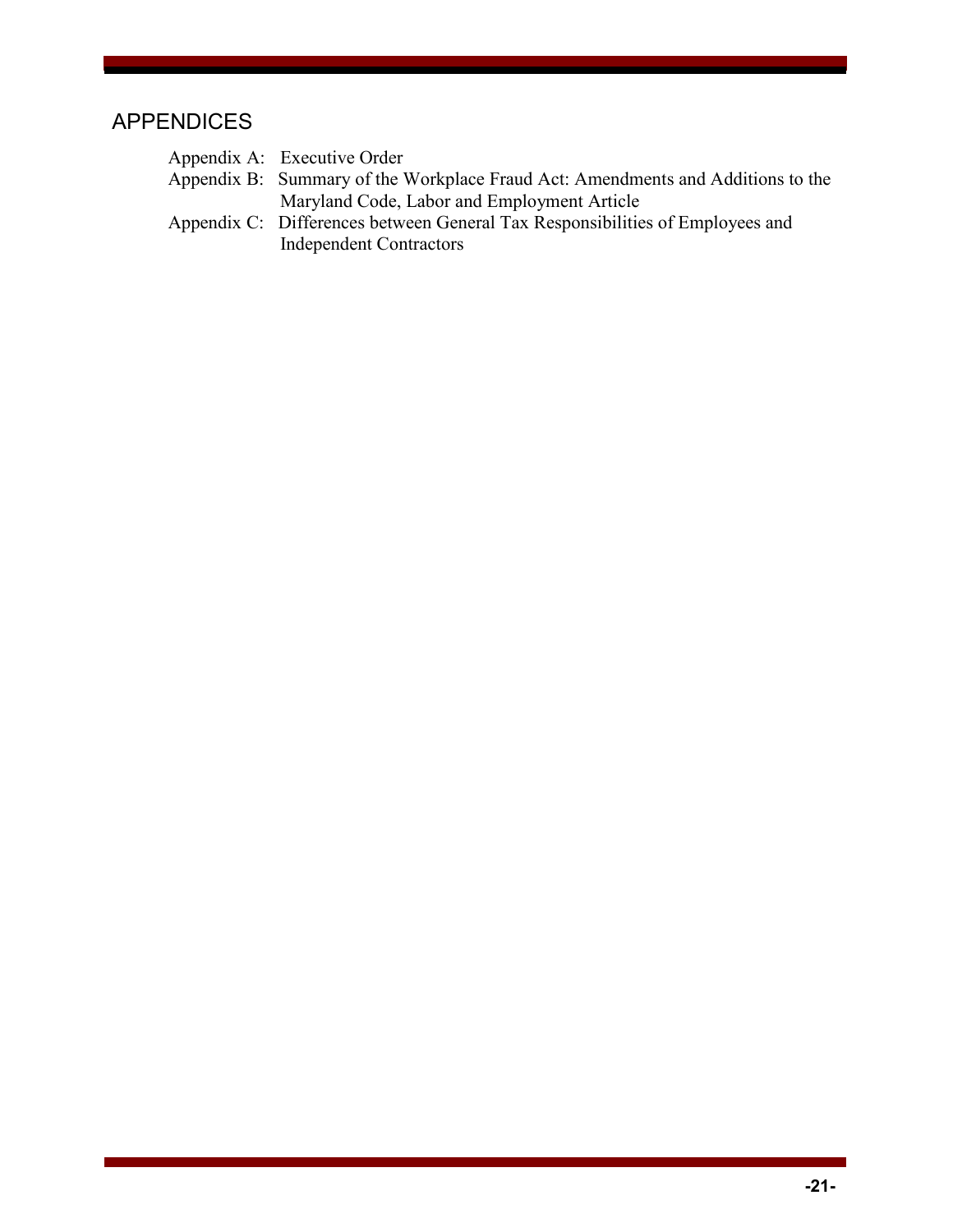# APPENDICES

Appendix A: Executive Order
Appendix B: Summary of the Workplace Fraud Act: Amendments and Additions to the Maryland Code, Labor and Employment Article
Appendix C: Differences between General Tax Responsibilities of Employees and Independent Contractors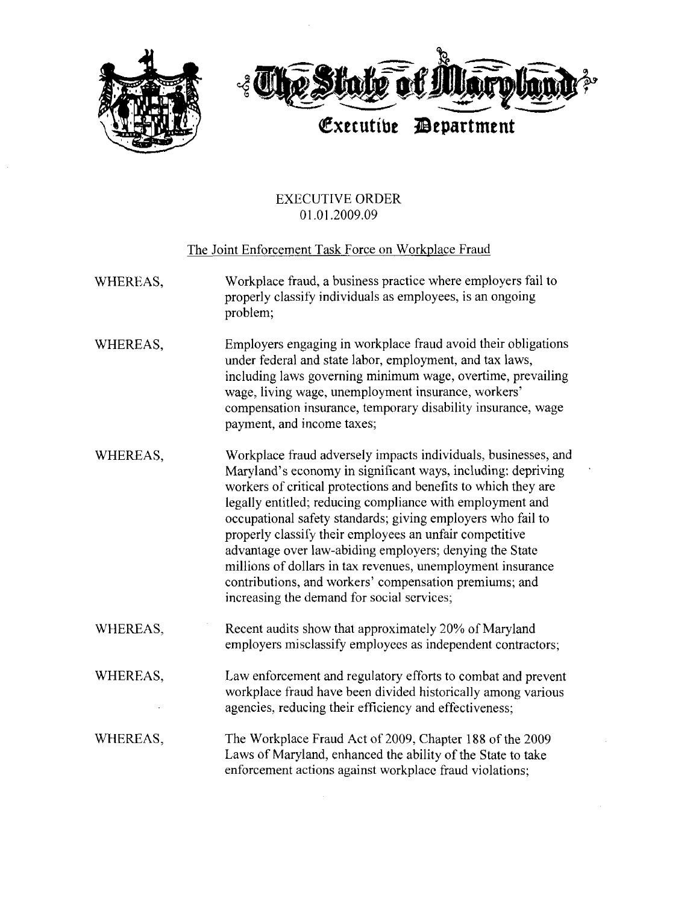**The State of Maryland**

**Executive Department**

# EXECUTIVE ORDER
## 01.01.2009.09

The Joint Enforcement Task Force on Workplace Fraud

WHEREAS, Workplace fraud, a business practice where employers fail to properly classify individuals as employees, is an ongoing problem;

WHEREAS, Employers engaging in workplace fraud avoid their obligations under federal and state labor, employment, and tax laws, including laws governing minimum wage, overtime, prevailing wage, living wage, unemployment insurance, workers' compensation insurance, temporary disability insurance, wage payment, and income taxes;

WHEREAS, Workplace fraud adversely impacts individuals, businesses, and Maryland's economy in significant ways, including: depriving workers of critical protections and benefits to which they are legally entitled; reducing compliance with employment and occupational safety standards; giving employers who fail to properly classify their employees an unfair competitive advantage over law-abiding employers; denying the State millions of dollars in tax revenues, unemployment insurance contributions, and workers' compensation premiums; and increasing the demand for social services;

WHEREAS, Recent audits show that approximately 20% of Maryland employers misclassify employees as independent contractors;

WHEREAS, Law enforcement and regulatory efforts to combat and prevent workplace fraud have been divided historically among various agencies, reducing their efficiency and effectiveness;

WHEREAS, The Workplace Fraud Act of 2009, Chapter 188 of the 2009 Laws of Maryland, enhanced the ability of the State to take enforcement actions against workplace fraud violations;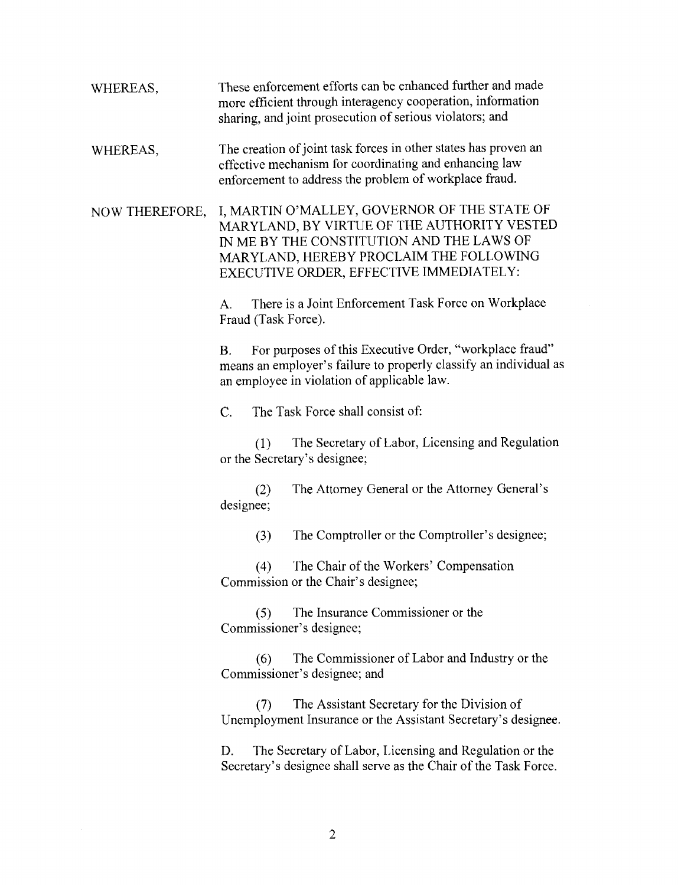WHEREAS, These enforcement efforts can be enhanced further and made more efficient through interagency cooperation, information sharing, and joint prosecution of serious violators; and

WHEREAS, The creation of joint task forces in other states has proven an effective mechanism for coordinating and enhancing law enforcement to address the problem of workplace fraud.

NOW THEREFORE, I, MARTIN O'MALLEY, GOVERNOR OF THE STATE OF MARYLAND, BY VIRTUE OF THE AUTHORITY VESTED IN ME BY THE CONSTITUTION AND THE LAWS OF MARYLAND, HEREBY PROCLAIM THE FOLLOWING EXECUTIVE ORDER, EFFECTIVE IMMEDIATELY:

A. There is a Joint Enforcement Task Force on Workplace Fraud (Task Force).

B. For purposes of this Executive Order, "workplace fraud" means an employer's failure to properly classify an individual as an employee in violation of applicable law.

C. The Task Force shall consist of:

(1) The Secretary of Labor, Licensing and Regulation or the Secretary's designee;

(2) The Attorney General or the Attorney General's designee;

(3) The Comptroller or the Comptroller's designee;

(4) The Chair of the Workers' Compensation Commission or the Chair's designee;

(5) The Insurance Commissioner or the Commissioner's designee;

(6) The Commissioner of Labor and Industry or the Commissioner's designee; and

(7) The Assistant Secretary for the Division of Unemployment Insurance or the Assistant Secretary's designee.

D. The Secretary of Labor, Licensing and Regulation or the Secretary's designee shall serve as the Chair of the Task Force.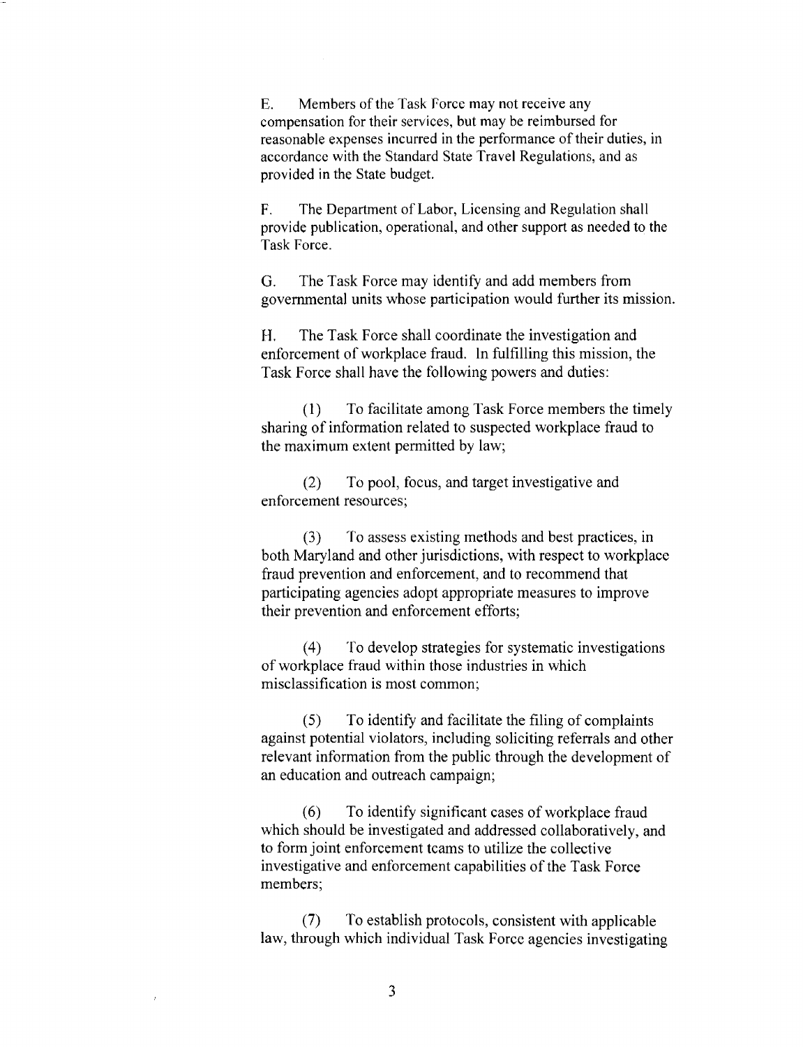E. Members of the Task Force may not receive any compensation for their services, but may be reimbursed for reasonable expenses incurred in the performance of their duties, in accordance with the Standard State Travel Regulations, and as provided in the State budget.

F. The Department of Labor, Licensing and Regulation shall provide publication, operational, and other support as needed to the Task Force.

G. The Task Force may identify and add members from governmental units whose participation would further its mission.

H. The Task Force shall coordinate the investigation and enforcement of workplace fraud. In fulfilling this mission, the Task Force shall have the following powers and duties:

(1) To facilitate among Task Force members the timely sharing of information related to suspected workplace fraud to the maximum extent permitted by law;

(2) To pool, focus, and target investigative and enforcement resources;

(3) To assess existing methods and best practices, in both Maryland and other jurisdictions, with respect to workplace fraud prevention and enforcement, and to recommend that participating agencies adopt appropriate measures to improve their prevention and enforcement efforts;

(4) To develop strategies for systematic investigations of workplace fraud within those industries in which misclassification is most common;

(5) To identify and facilitate the filing of complaints against potential violators, including soliciting referrals and other relevant information from the public through the development of an education and outreach campaign;

(6) To identify significant cases of workplace fraud which should be investigated and addressed collaboratively, and to form joint enforcement teams to utilize the collective investigative and enforcement capabilities of the Task Force members;

(7) To establish protocols, consistent with applicable law, through which individual Task Force agencies investigating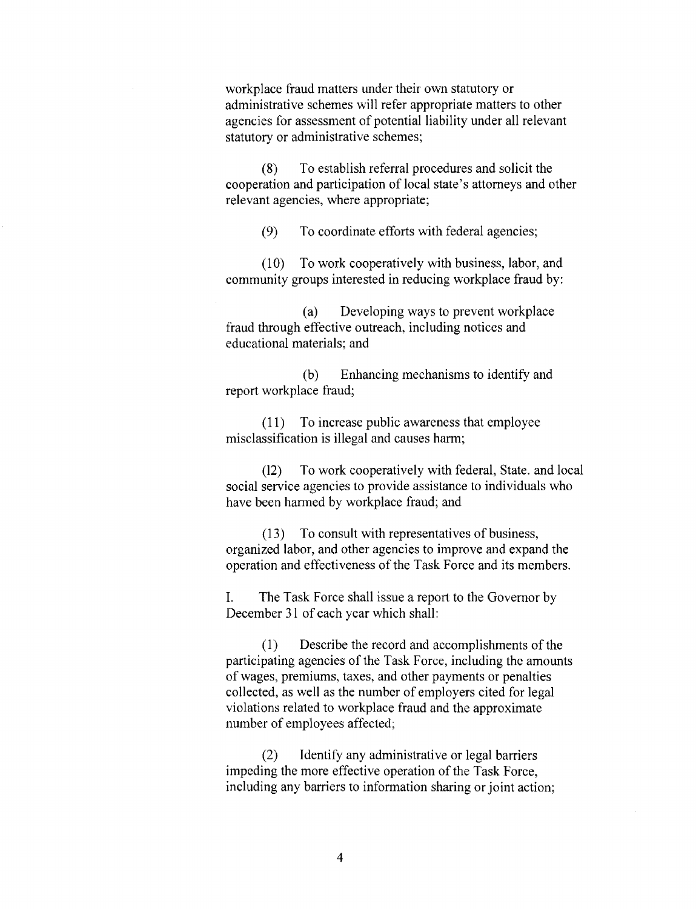workplace fraud matters under their own statutory or administrative schemes will refer appropriate matters to other agencies for assessment of potential liability under all relevant statutory or administrative schemes;

(8) To establish referral procedures and solicit the cooperation and participation of local state's attorneys and other relevant agencies, where appropriate;

(9) To coordinate efforts with federal agencies;

(10) To work cooperatively with business, labor, and community groups interested in reducing workplace fraud by:

(a) Developing ways to prevent workplace fraud through effective outreach, including notices and educational materials; and

(b) Enhancing mechanisms to identify and report workplace fraud;

(11) To increase public awareness that employee misclassification is illegal and causes harm;

(12) To work cooperatively with federal, State. and local social service agencies to provide assistance to individuals who have been harmed by workplace fraud; and

(13) To consult with representatives of business, organized labor, and other agencies to improve and expand the operation and effectiveness of the Task Force and its members.

I. The Task Force shall issue a report to the Governor by December 31 of each year which shall:

(1) Describe the record and accomplishments of the participating agencies of the Task Force, including the amounts of wages, premiums, taxes, and other payments or penalties collected, as well as the number of employers cited for legal violations related to workplace fraud and the approximate number of employees affected;

(2) Identify any administrative or legal barriers impeding the more effective operation of the Task Force, including any barriers to information sharing or joint action;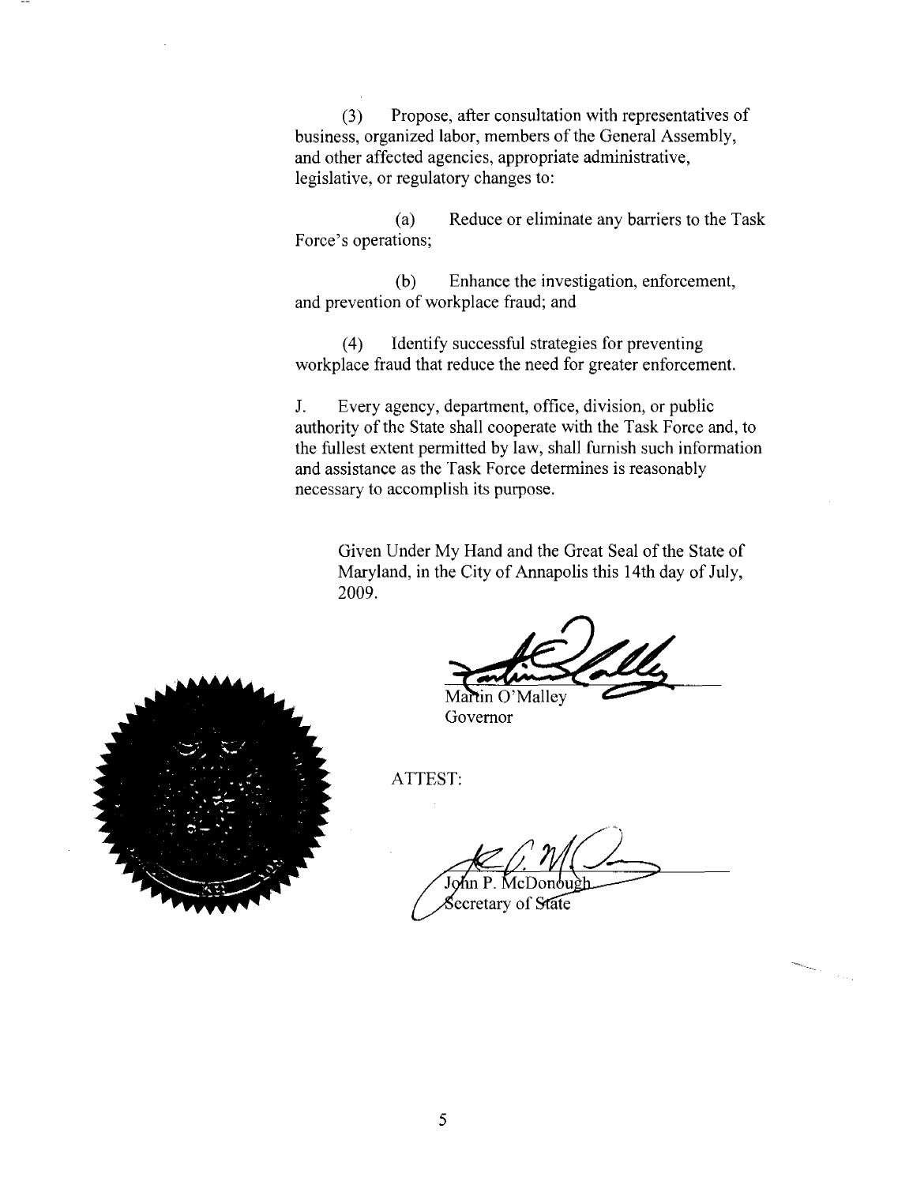(3) Propose, after consultation with representatives of business, organized labor, members of the General Assembly, and other affected agencies, appropriate administrative, legislative, or regulatory changes to:

(a) Reduce or eliminate any barriers to the Task Force's operations;

(b) Enhance the investigation, enforcement, and prevention of workplace fraud; and

(4) Identify successful strategies for preventing workplace fraud that reduce the need for greater enforcement.

J. Every agency, department, office, division, or public authority of the State shall cooperate with the Task Force and, to the fullest extent permitted by law, shall furnish such information and assistance as the Task Force determines is reasonably necessary to accomplish its purpose.

Given Under My Hand and the Great Seal of the State of Maryland, in the City of Annapolis this 14th day of July, 2009.

Martin O'Malley
Governor

ATTEST:

John P. McDonough
Secretary of State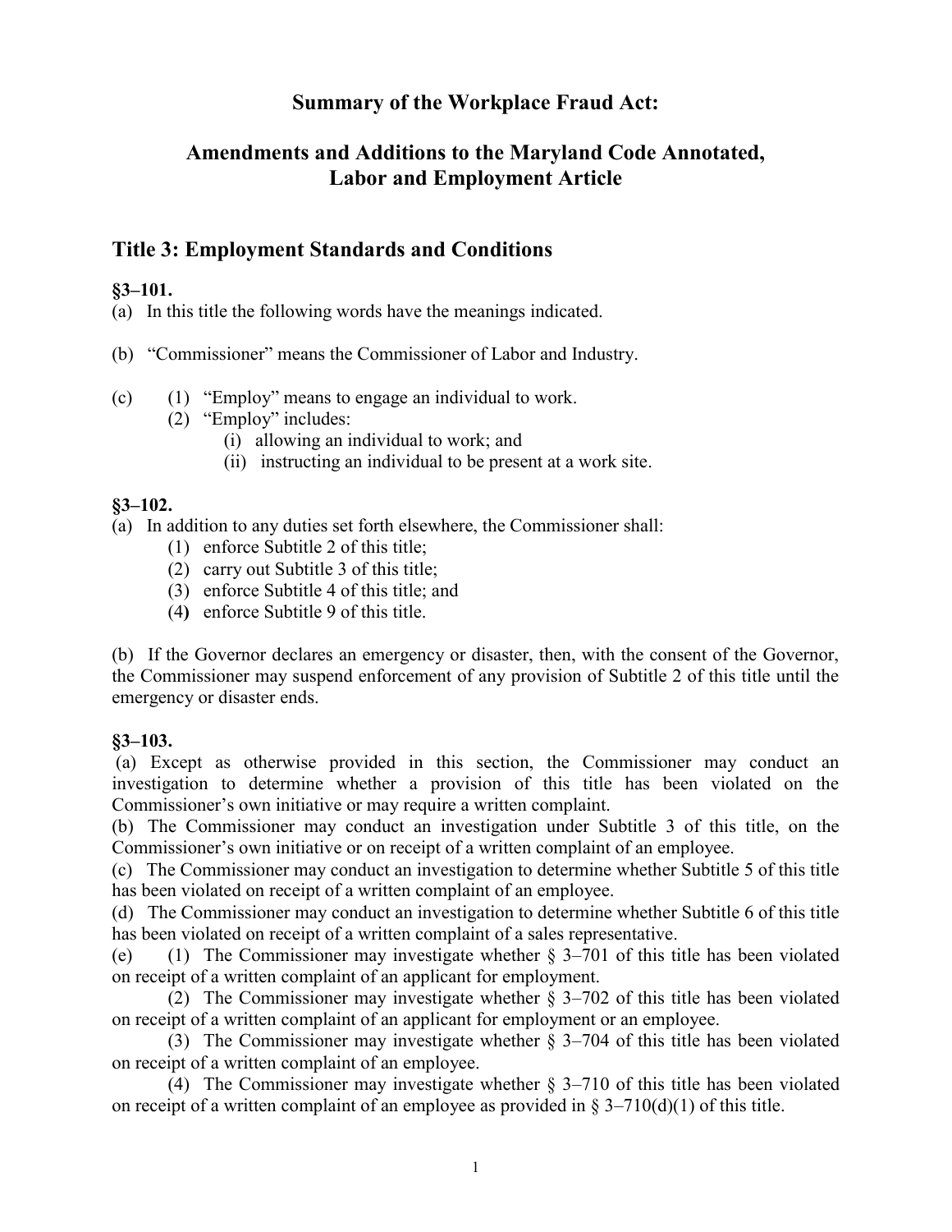# Summary of the Workplace Fraud Act:

## Amendments and Additions to the Maryland Code Annotated, Labor and Employment Article

## Title 3: Employment Standards and Conditions

**§3–101.**

(a) In this title the following words have the meanings indicated.

(b) "Commissioner" means the Commissioner of Labor and Industry.

(c) (1) "Employ" means to engage an individual to work.
    (2) "Employ" includes:
        (i) allowing an individual to work; and
        (ii) instructing an individual to be present at a work site.

**§3–102.**

(a) In addition to any duties set forth elsewhere, the Commissioner shall:
    (1) enforce Subtitle 2 of this title;
    (2) carry out Subtitle 3 of this title;
    (3) enforce Subtitle 4 of this title; and
    (4) enforce Subtitle 9 of this title.

(b) If the Governor declares an emergency or disaster, then, with the consent of the Governor, the Commissioner may suspend enforcement of any provision of Subtitle 2 of this title until the emergency or disaster ends.

**§3–103.**

(a) Except as otherwise provided in this section, the Commissioner may conduct an investigation to determine whether a provision of this title has been violated on the Commissioner's own initiative or may require a written complaint.
(b) The Commissioner may conduct an investigation under Subtitle 3 of this title, on the Commissioner's own initiative or on receipt of a written complaint of an employee.
(c) The Commissioner may conduct an investigation to determine whether Subtitle 5 of this title has been violated on receipt of a written complaint of an employee.
(d) The Commissioner may conduct an investigation to determine whether Subtitle 6 of this title has been violated on receipt of a written complaint of a sales representative.
(e) (1) The Commissioner may investigate whether § 3–701 of this title has been violated on receipt of a written complaint of an applicant for employment.
    (2) The Commissioner may investigate whether § 3–702 of this title has been violated on receipt of a written complaint of an applicant for employment or an employee.
    (3) The Commissioner may investigate whether § 3–704 of this title has been violated on receipt of a written complaint of an employee.
    (4) The Commissioner may investigate whether § 3–710 of this title has been violated on receipt of a written complaint of an employee as provided in § 3–710(d)(1) of this title.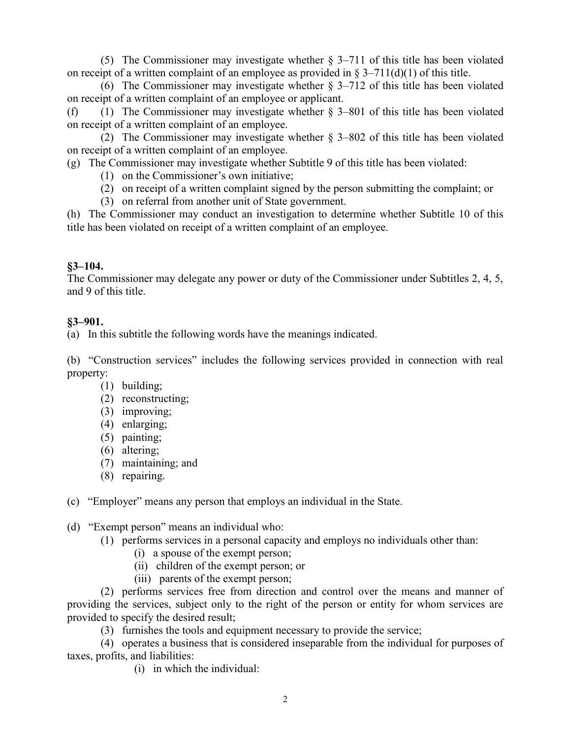(5) The Commissioner may investigate whether § 3–711 of this title has been violated on receipt of a written complaint of an employee as provided in § 3–711(d)(1) of this title.

(6) The Commissioner may investigate whether § 3–712 of this title has been violated on receipt of a written complaint of an employee or applicant.

(f) (1) The Commissioner may investigate whether § 3–801 of this title has been violated on receipt of a written complaint of an employee.

(2) The Commissioner may investigate whether § 3–802 of this title has been violated on receipt of a written complaint of an employee.

(g) The Commissioner may investigate whether Subtitle 9 of this title has been violated:

(1) on the Commissioner's own initiative;

(2) on receipt of a written complaint signed by the person submitting the complaint; or

(3) on referral from another unit of State government.

(h) The Commissioner may conduct an investigation to determine whether Subtitle 10 of this title has been violated on receipt of a written complaint of an employee.

**§3–104.**

The Commissioner may delegate any power or duty of the Commissioner under Subtitles 2, 4, 5, and 9 of this title.

**§3–901.**

(a) In this subtitle the following words have the meanings indicated.

(b) "Construction services" includes the following services provided in connection with real property:

(1) building;

(2) reconstructing;

(3) improving;

(4) enlarging;

(5) painting;

(6) altering;

(7) maintaining; and

(8) repairing.

(c) "Employer" means any person that employs an individual in the State.

(d) "Exempt person" means an individual who:

(1) performs services in a personal capacity and employs no individuals other than:

(i) a spouse of the exempt person;

(ii) children of the exempt person; or

(iii) parents of the exempt person;

(2) performs services free from direction and control over the means and manner of providing the services, subject only to the right of the person or entity for whom services are provided to specify the desired result;

(3) furnishes the tools and equipment necessary to provide the service;

(4) operates a business that is considered inseparable from the individual for purposes of taxes, profits, and liabilities:

(i) in which the individual: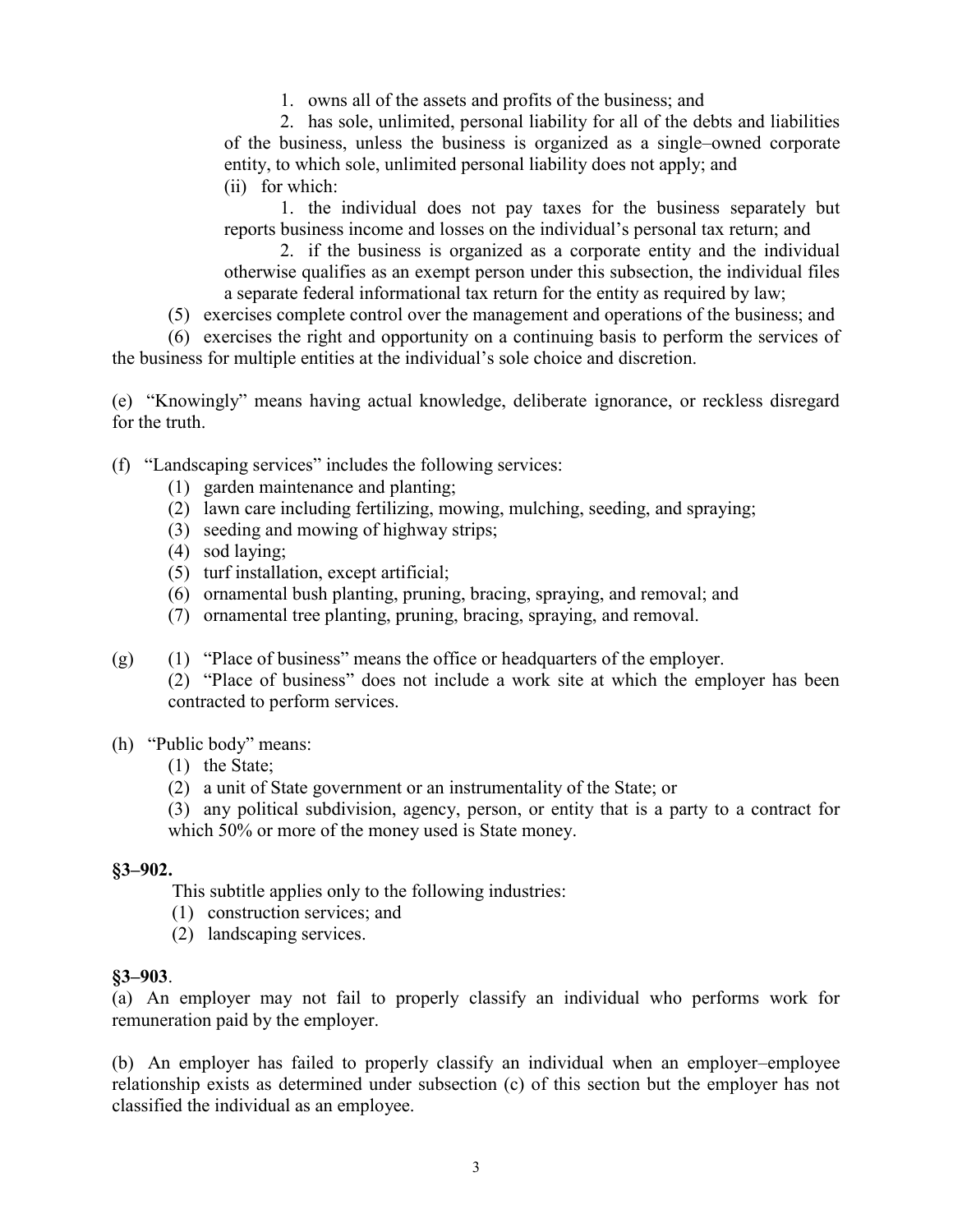1. owns all of the assets and profits of the business; and

2. has sole, unlimited, personal liability for all of the debts and liabilities of the business, unless the business is organized as a single–owned corporate entity, to which sole, unlimited personal liability does not apply; and

(ii) for which:

1. the individual does not pay taxes for the business separately but reports business income and losses on the individual's personal tax return; and

2. if the business is organized as a corporate entity and the individual otherwise qualifies as an exempt person under this subsection, the individual files a separate federal informational tax return for the entity as required by law;

(5) exercises complete control over the management and operations of the business; and

(6) exercises the right and opportunity on a continuing basis to perform the services of the business for multiple entities at the individual's sole choice and discretion.

(e) "Knowingly" means having actual knowledge, deliberate ignorance, or reckless disregard for the truth.

(f) "Landscaping services" includes the following services:

(1) garden maintenance and planting;

(2) lawn care including fertilizing, mowing, mulching, seeding, and spraying;

(3) seeding and mowing of highway strips;

(4) sod laying;

(5) turf installation, except artificial;

(6) ornamental bush planting, pruning, bracing, spraying, and removal; and

(7) ornamental tree planting, pruning, bracing, spraying, and removal.

(g) (1) "Place of business" means the office or headquarters of the employer.

(2) "Place of business" does not include a work site at which the employer has been contracted to perform services.

(h) "Public body" means:

(1) the State;

(2) a unit of State government or an instrumentality of the State; or

(3) any political subdivision, agency, person, or entity that is a party to a contract for which 50% or more of the money used is State money.

**§3–902.**

This subtitle applies only to the following industries:

(1) construction services; and

(2) landscaping services.

**§3–903**.

(a) An employer may not fail to properly classify an individual who performs work for remuneration paid by the employer.

(b) An employer has failed to properly classify an individual when an employer–employee relationship exists as determined under subsection (c) of this section but the employer has not classified the individual as an employee.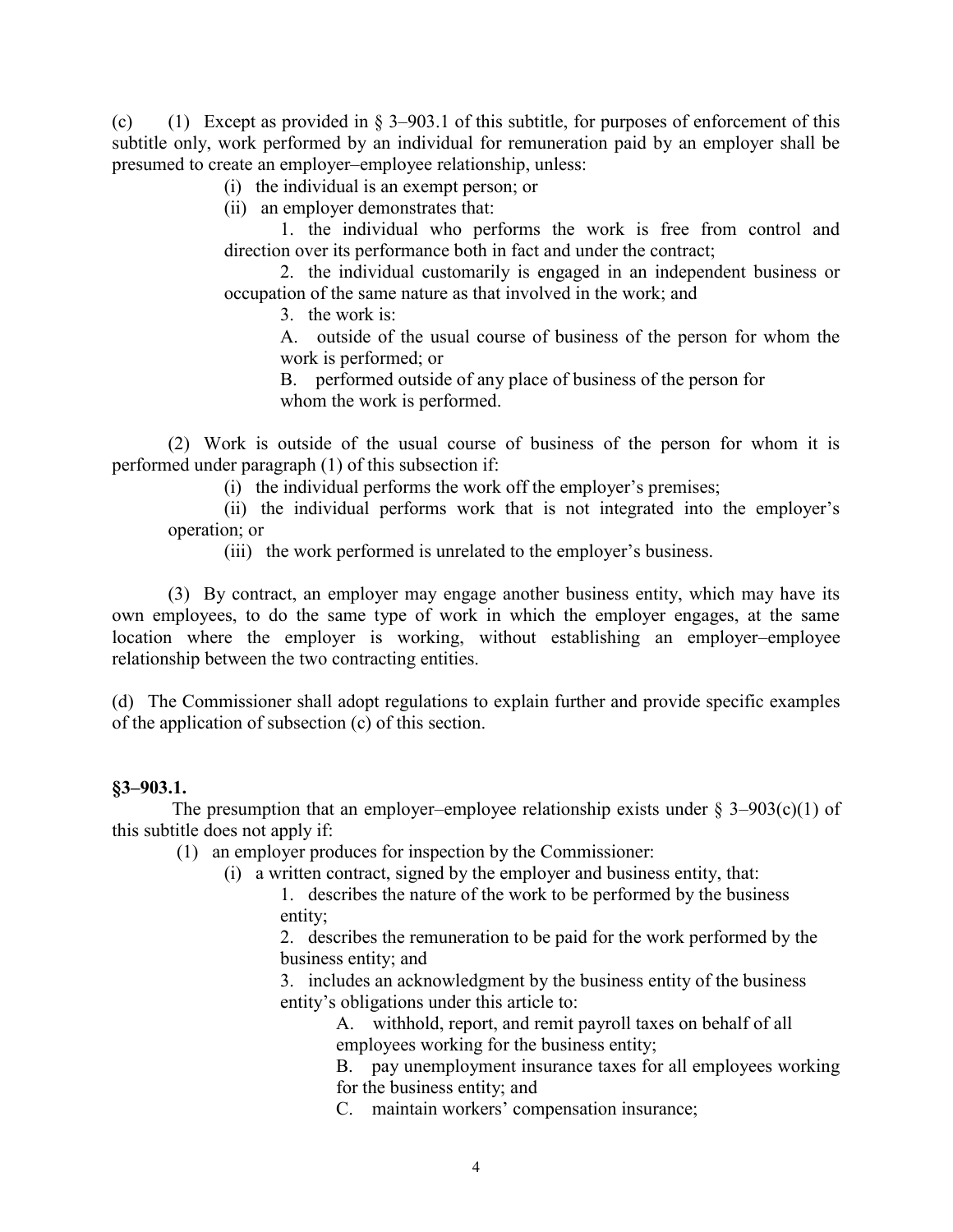(c) (1) Except as provided in § 3–903.1 of this subtitle, for purposes of enforcement of this subtitle only, work performed by an individual for remuneration paid by an employer shall be presumed to create an employer–employee relationship, unless:

(i) the individual is an exempt person; or

(ii) an employer demonstrates that:

1. the individual who performs the work is free from control and direction over its performance both in fact and under the contract;

2. the individual customarily is engaged in an independent business or occupation of the same nature as that involved in the work; and

3. the work is:

A. outside of the usual course of business of the person for whom the work is performed; or

B. performed outside of any place of business of the person for whom the work is performed.

(2) Work is outside of the usual course of business of the person for whom it is performed under paragraph (1) of this subsection if:

(i) the individual performs the work off the employer's premises;

(ii) the individual performs work that is not integrated into the employer's operation; or

(iii) the work performed is unrelated to the employer's business.

(3) By contract, an employer may engage another business entity, which may have its own employees, to do the same type of work in which the employer engages, at the same location where the employer is working, without establishing an employer–employee relationship between the two contracting entities.

(d) The Commissioner shall adopt regulations to explain further and provide specific examples of the application of subsection (c) of this section.

**§3–903.1.**

The presumption that an employer–employee relationship exists under § 3–903(c)(1) of this subtitle does not apply if:

(1) an employer produces for inspection by the Commissioner:

(i) a written contract, signed by the employer and business entity, that:

1. describes the nature of the work to be performed by the business entity;

2. describes the remuneration to be paid for the work performed by the business entity; and

3. includes an acknowledgment by the business entity of the business entity's obligations under this article to:

A. withhold, report, and remit payroll taxes on behalf of all employees working for the business entity;

B. pay unemployment insurance taxes for all employees working for the business entity; and

C. maintain workers' compensation insurance;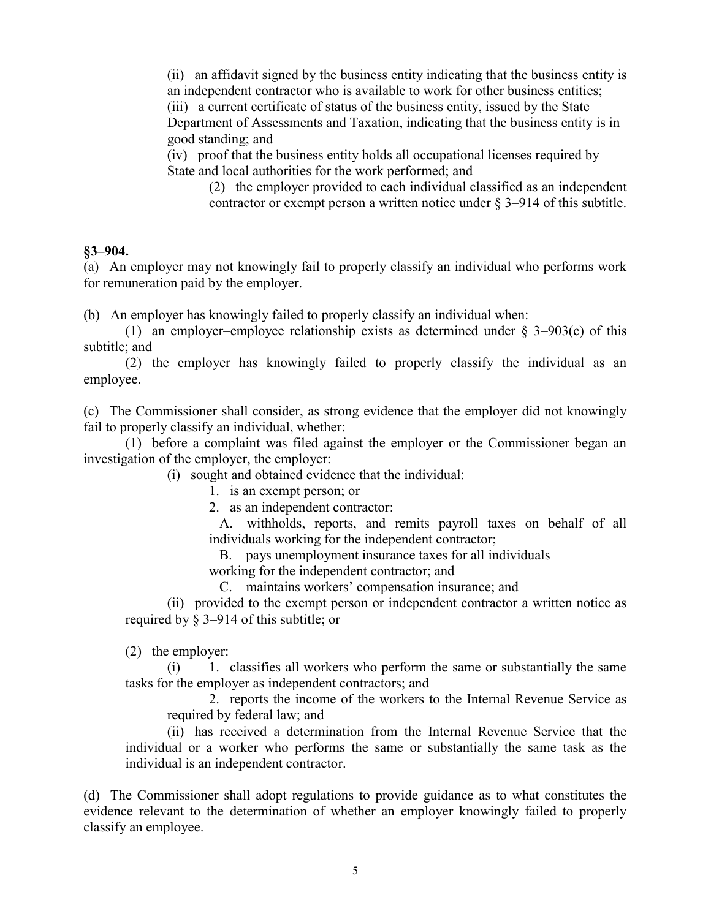(ii) an affidavit signed by the business entity indicating that the business entity is an independent contractor who is available to work for other business entities;

(iii) a current certificate of status of the business entity, issued by the State Department of Assessments and Taxation, indicating that the business entity is in good standing; and

(iv) proof that the business entity holds all occupational licenses required by State and local authorities for the work performed; and

(2) the employer provided to each individual classified as an independent contractor or exempt person a written notice under § 3–914 of this subtitle.

**§3–904.**

(a) An employer may not knowingly fail to properly classify an individual who performs work for remuneration paid by the employer.

(b) An employer has knowingly failed to properly classify an individual when:

(1) an employer–employee relationship exists as determined under § 3–903(c) of this subtitle; and

(2) the employer has knowingly failed to properly classify the individual as an employee.

(c) The Commissioner shall consider, as strong evidence that the employer did not knowingly fail to properly classify an individual, whether:

(1) before a complaint was filed against the employer or the Commissioner began an investigation of the employer, the employer:

(i) sought and obtained evidence that the individual:

1. is an exempt person; or

2. as an independent contractor:

A. withholds, reports, and remits payroll taxes on behalf of all individuals working for the independent contractor;

B. pays unemployment insurance taxes for all individuals working for the independent contractor; and

C. maintains workers' compensation insurance; and

(ii) provided to the exempt person or independent contractor a written notice as required by § 3–914 of this subtitle; or

(2) the employer:

(i) 1. classifies all workers who perform the same or substantially the same tasks for the employer as independent contractors; and

2. reports the income of the workers to the Internal Revenue Service as required by federal law; and

(ii) has received a determination from the Internal Revenue Service that the individual or a worker who performs the same or substantially the same task as the individual is an independent contractor.

(d) The Commissioner shall adopt regulations to provide guidance as to what constitutes the evidence relevant to the determination of whether an employer knowingly failed to properly classify an employee.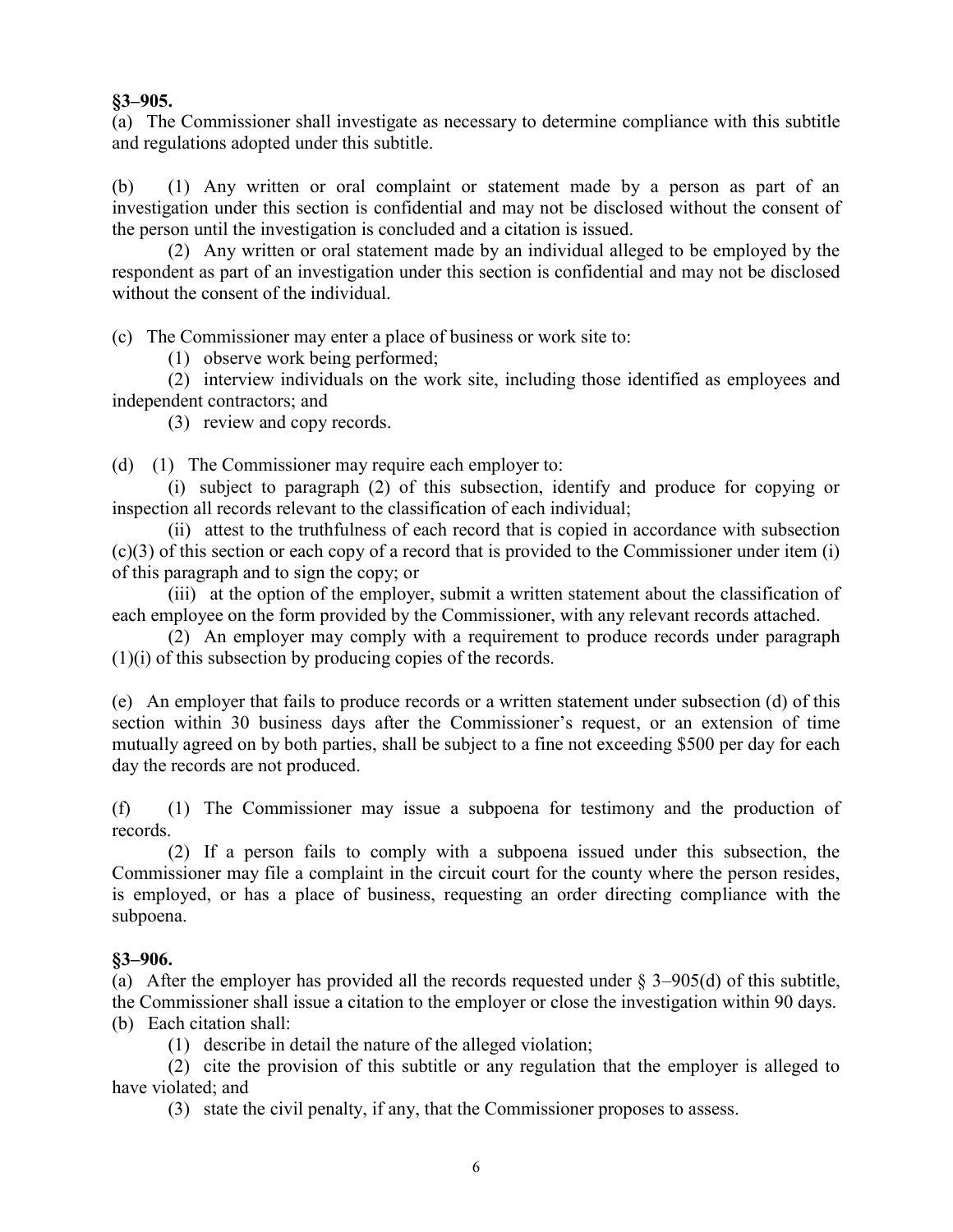**§3–905.**

(a) The Commissioner shall investigate as necessary to determine compliance with this subtitle and regulations adopted under this subtitle.

(b) (1) Any written or oral complaint or statement made by a person as part of an investigation under this section is confidential and may not be disclosed without the consent of the person until the investigation is concluded and a citation is issued.

(2) Any written or oral statement made by an individual alleged to be employed by the respondent as part of an investigation under this section is confidential and may not be disclosed without the consent of the individual.

(c) The Commissioner may enter a place of business or work site to:

(1) observe work being performed;

(2) interview individuals on the work site, including those identified as employees and independent contractors; and

(3) review and copy records.

(d) (1) The Commissioner may require each employer to:

(i) subject to paragraph (2) of this subsection, identify and produce for copying or inspection all records relevant to the classification of each individual;

(ii) attest to the truthfulness of each record that is copied in accordance with subsection (c)(3) of this section or each copy of a record that is provided to the Commissioner under item (i) of this paragraph and to sign the copy; or

(iii) at the option of the employer, submit a written statement about the classification of each employee on the form provided by the Commissioner, with any relevant records attached.

(2) An employer may comply with a requirement to produce records under paragraph (1)(i) of this subsection by producing copies of the records.

(e) An employer that fails to produce records or a written statement under subsection (d) of this section within 30 business days after the Commissioner's request, or an extension of time mutually agreed on by both parties, shall be subject to a fine not exceeding $500 per day for each day the records are not produced.

(f) (1) The Commissioner may issue a subpoena for testimony and the production of records.

(2) If a person fails to comply with a subpoena issued under this subsection, the Commissioner may file a complaint in the circuit court for the county where the person resides, is employed, or has a place of business, requesting an order directing compliance with the subpoena.

**§3–906.**

(a) After the employer has provided all the records requested under § 3–905(d) of this subtitle, the Commissioner shall issue a citation to the employer or close the investigation within 90 days.

(b) Each citation shall:

(1) describe in detail the nature of the alleged violation;

(2) cite the provision of this subtitle or any regulation that the employer is alleged to have violated; and

(3) state the civil penalty, if any, that the Commissioner proposes to assess.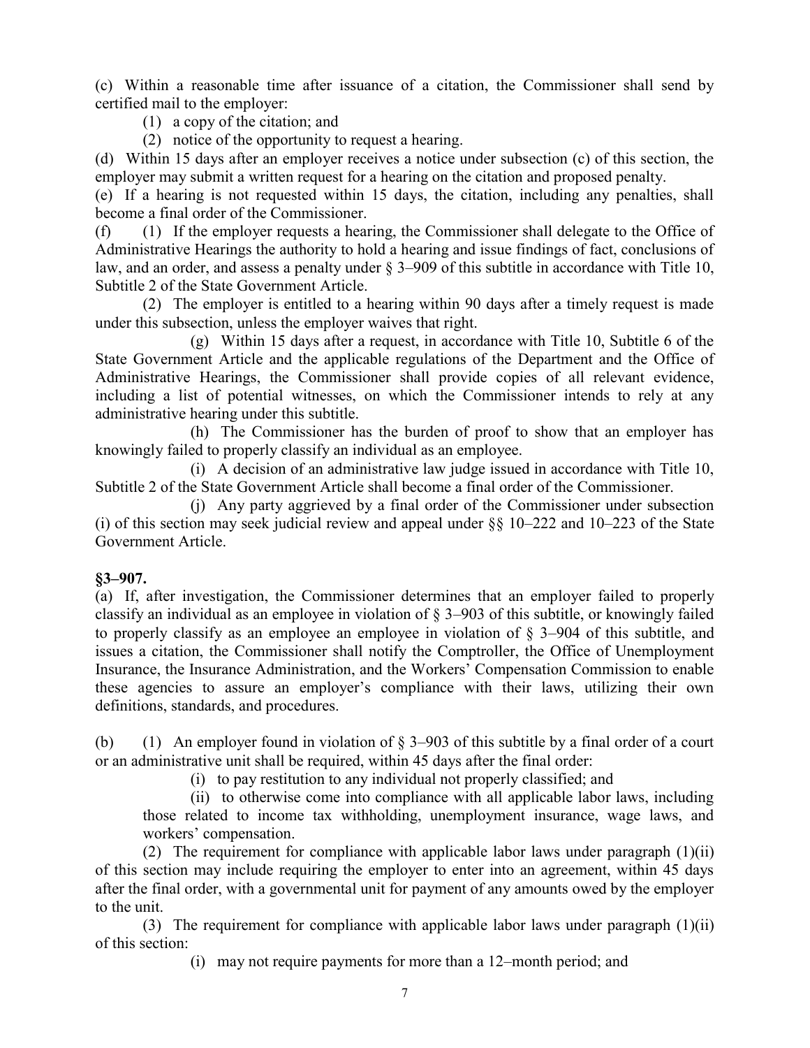(c) Within a reasonable time after issuance of a citation, the Commissioner shall send by certified mail to the employer:

(1) a copy of the citation; and

(2) notice of the opportunity to request a hearing.

(d) Within 15 days after an employer receives a notice under subsection (c) of this section, the employer may submit a written request for a hearing on the citation and proposed penalty.

(e) If a hearing is not requested within 15 days, the citation, including any penalties, shall become a final order of the Commissioner.

(f) (1) If the employer requests a hearing, the Commissioner shall delegate to the Office of Administrative Hearings the authority to hold a hearing and issue findings of fact, conclusions of law, and an order, and assess a penalty under § 3–909 of this subtitle in accordance with Title 10, Subtitle 2 of the State Government Article.

(2) The employer is entitled to a hearing within 90 days after a timely request is made under this subsection, unless the employer waives that right.

(g) Within 15 days after a request, in accordance with Title 10, Subtitle 6 of the State Government Article and the applicable regulations of the Department and the Office of Administrative Hearings, the Commissioner shall provide copies of all relevant evidence, including a list of potential witnesses, on which the Commissioner intends to rely at any administrative hearing under this subtitle.

(h) The Commissioner has the burden of proof to show that an employer has knowingly failed to properly classify an individual as an employee.

(i) A decision of an administrative law judge issued in accordance with Title 10, Subtitle 2 of the State Government Article shall become a final order of the Commissioner.

(j) Any party aggrieved by a final order of the Commissioner under subsection (i) of this section may seek judicial review and appeal under §§ 10–222 and 10–223 of the State Government Article.

**§3–907.**

(a) If, after investigation, the Commissioner determines that an employer failed to properly classify an individual as an employee in violation of § 3–903 of this subtitle, or knowingly failed to properly classify as an employee an employee in violation of § 3–904 of this subtitle, and issues a citation, the Commissioner shall notify the Comptroller, the Office of Unemployment Insurance, the Insurance Administration, and the Workers' Compensation Commission to enable these agencies to assure an employer's compliance with their laws, utilizing their own definitions, standards, and procedures.

(b) (1) An employer found in violation of § 3–903 of this subtitle by a final order of a court or an administrative unit shall be required, within 45 days after the final order:

(i) to pay restitution to any individual not properly classified; and

(ii) to otherwise come into compliance with all applicable labor laws, including those related to income tax withholding, unemployment insurance, wage laws, and workers' compensation.

(2) The requirement for compliance with applicable labor laws under paragraph (1)(ii) of this section may include requiring the employer to enter into an agreement, within 45 days after the final order, with a governmental unit for payment of any amounts owed by the employer to the unit.

(3) The requirement for compliance with applicable labor laws under paragraph (1)(ii) of this section:

(i) may not require payments for more than a 12–month period; and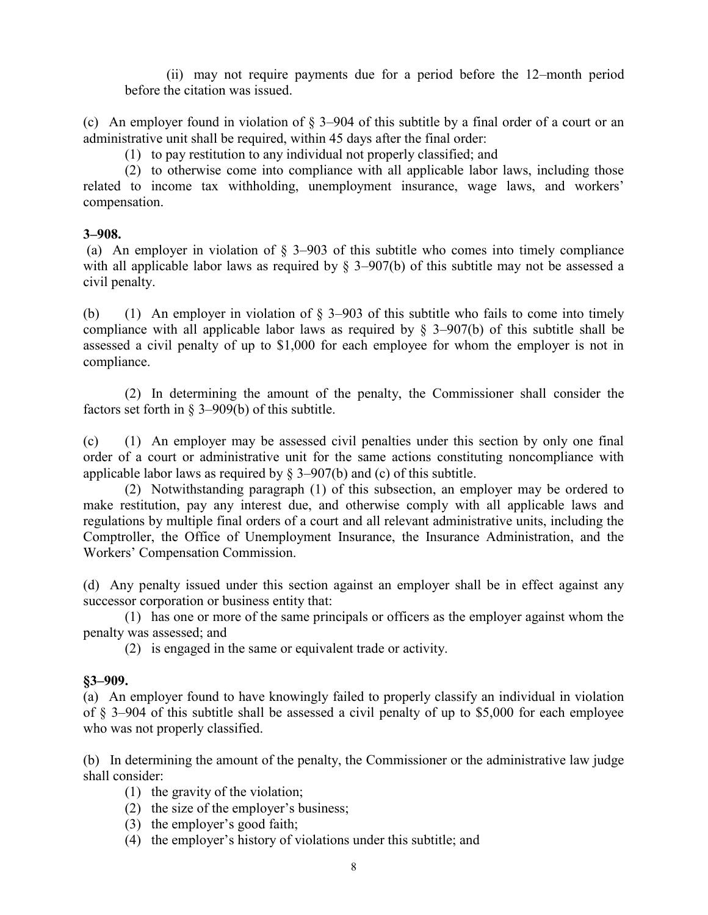(ii) may not require payments due for a period before the 12–month period before the citation was issued.

(c) An employer found in violation of § 3–904 of this subtitle by a final order of a court or an administrative unit shall be required, within 45 days after the final order:

(1) to pay restitution to any individual not properly classified; and

(2) to otherwise come into compliance with all applicable labor laws, including those related to income tax withholding, unemployment insurance, wage laws, and workers' compensation.

**3–908.**

(a) An employer in violation of § 3–903 of this subtitle who comes into timely compliance with all applicable labor laws as required by § 3–907(b) of this subtitle may not be assessed a civil penalty.

(b) (1) An employer in violation of § 3–903 of this subtitle who fails to come into timely compliance with all applicable labor laws as required by § 3–907(b) of this subtitle shall be assessed a civil penalty of up to $1,000 for each employee for whom the employer is not in compliance.

(2) In determining the amount of the penalty, the Commissioner shall consider the factors set forth in § 3–909(b) of this subtitle.

(c) (1) An employer may be assessed civil penalties under this section by only one final order of a court or administrative unit for the same actions constituting noncompliance with applicable labor laws as required by § 3–907(b) and (c) of this subtitle.

(2) Notwithstanding paragraph (1) of this subsection, an employer may be ordered to make restitution, pay any interest due, and otherwise comply with all applicable laws and regulations by multiple final orders of a court and all relevant administrative units, including the Comptroller, the Office of Unemployment Insurance, the Insurance Administration, and the Workers' Compensation Commission.

(d) Any penalty issued under this section against an employer shall be in effect against any successor corporation or business entity that:

(1) has one or more of the same principals or officers as the employer against whom the penalty was assessed; and

(2) is engaged in the same or equivalent trade or activity.

**§3–909.**

(a) An employer found to have knowingly failed to properly classify an individual in violation of § 3–904 of this subtitle shall be assessed a civil penalty of up to $5,000 for each employee who was not properly classified.

(b) In determining the amount of the penalty, the Commissioner or the administrative law judge shall consider:

(1) the gravity of the violation;

(2) the size of the employer's business;

(3) the employer's good faith;

(4) the employer's history of violations under this subtitle; and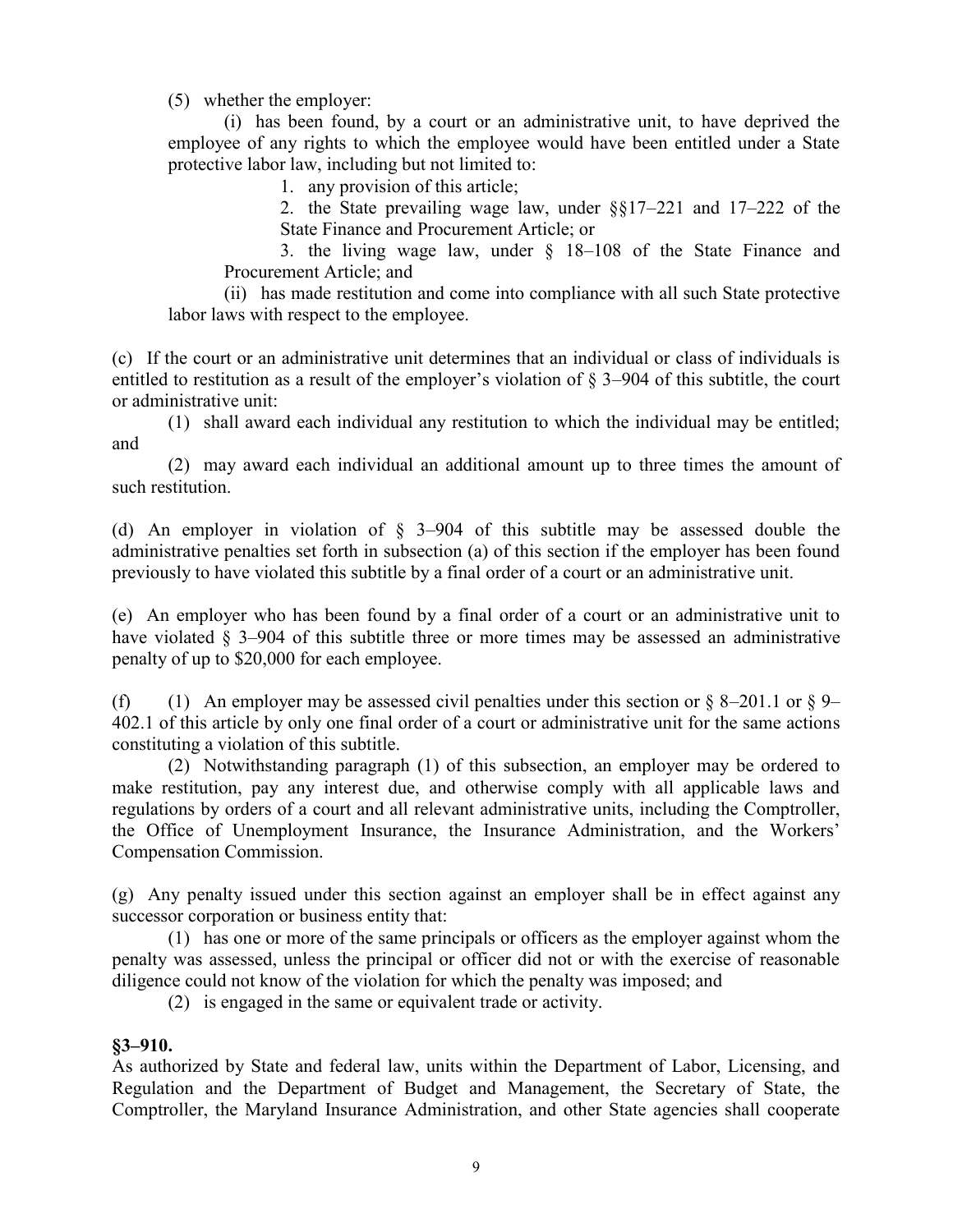(5) whether the employer:

(i) has been found, by a court or an administrative unit, to have deprived the employee of any rights to which the employee would have been entitled under a State protective labor law, including but not limited to:

1. any provision of this article;

2. the State prevailing wage law, under §§17–221 and 17–222 of the State Finance and Procurement Article; or

3. the living wage law, under § 18–108 of the State Finance and Procurement Article; and

(ii) has made restitution and come into compliance with all such State protective labor laws with respect to the employee.

(c) If the court or an administrative unit determines that an individual or class of individuals is entitled to restitution as a result of the employer's violation of § 3–904 of this subtitle, the court or administrative unit:

(1) shall award each individual any restitution to which the individual may be entitled; and

(2) may award each individual an additional amount up to three times the amount of such restitution.

(d) An employer in violation of § 3–904 of this subtitle may be assessed double the administrative penalties set forth in subsection (a) of this section if the employer has been found previously to have violated this subtitle by a final order of a court or an administrative unit.

(e) An employer who has been found by a final order of a court or an administrative unit to have violated § 3–904 of this subtitle three or more times may be assessed an administrative penalty of up to $20,000 for each employee.

(f) (1) An employer may be assessed civil penalties under this section or § 8–201.1 or § 9–402.1 of this article by only one final order of a court or administrative unit for the same actions constituting a violation of this subtitle.

(2) Notwithstanding paragraph (1) of this subsection, an employer may be ordered to make restitution, pay any interest due, and otherwise comply with all applicable laws and regulations by orders of a court and all relevant administrative units, including the Comptroller, the Office of Unemployment Insurance, the Insurance Administration, and the Workers' Compensation Commission.

(g) Any penalty issued under this section against an employer shall be in effect against any successor corporation or business entity that:

(1) has one or more of the same principals or officers as the employer against whom the penalty was assessed, unless the principal or officer did not or with the exercise of reasonable diligence could not know of the violation for which the penalty was imposed; and

(2) is engaged in the same or equivalent trade or activity.

**§3–910.**

As authorized by State and federal law, units within the Department of Labor, Licensing, and Regulation and the Department of Budget and Management, the Secretary of State, the Comptroller, the Maryland Insurance Administration, and other State agencies shall cooperate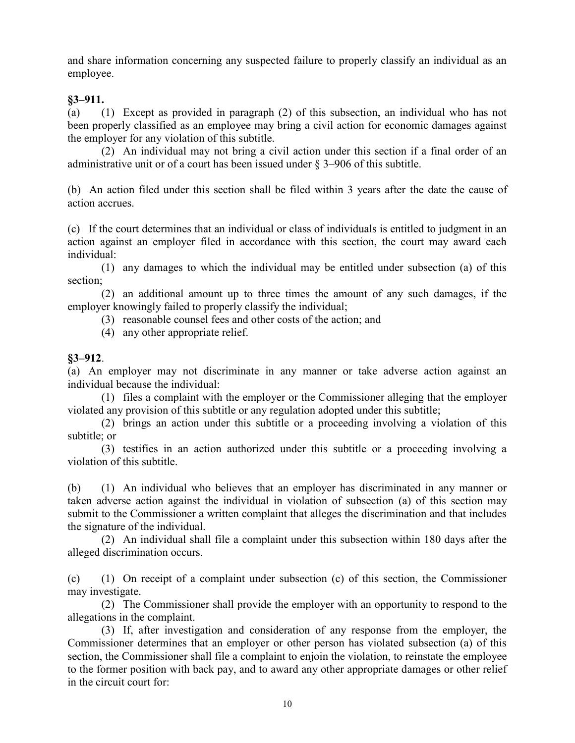and share information concerning any suspected failure to properly classify an individual as an employee.

**§3–911.**

(a) (1) Except as provided in paragraph (2) of this subsection, an individual who has not been properly classified as an employee may bring a civil action for economic damages against the employer for any violation of this subtitle.

(2) An individual may not bring a civil action under this section if a final order of an administrative unit or of a court has been issued under § 3–906 of this subtitle.

(b) An action filed under this section shall be filed within 3 years after the date the cause of action accrues.

(c) If the court determines that an individual or class of individuals is entitled to judgment in an action against an employer filed in accordance with this section, the court may award each individual:

(1) any damages to which the individual may be entitled under subsection (a) of this section;

(2) an additional amount up to three times the amount of any such damages, if the employer knowingly failed to properly classify the individual;

(3) reasonable counsel fees and other costs of the action; and

(4) any other appropriate relief.

**§3–912**.

(a) An employer may not discriminate in any manner or take adverse action against an individual because the individual:

(1) files a complaint with the employer or the Commissioner alleging that the employer violated any provision of this subtitle or any regulation adopted under this subtitle;

(2) brings an action under this subtitle or a proceeding involving a violation of this subtitle; or

(3) testifies in an action authorized under this subtitle or a proceeding involving a violation of this subtitle.

(b) (1) An individual who believes that an employer has discriminated in any manner or taken adverse action against the individual in violation of subsection (a) of this section may submit to the Commissioner a written complaint that alleges the discrimination and that includes the signature of the individual.

(2) An individual shall file a complaint under this subsection within 180 days after the alleged discrimination occurs.

(c) (1) On receipt of a complaint under subsection (c) of this section, the Commissioner may investigate.

(2) The Commissioner shall provide the employer with an opportunity to respond to the allegations in the complaint.

(3) If, after investigation and consideration of any response from the employer, the Commissioner determines that an employer or other person has violated subsection (a) of this section, the Commissioner shall file a complaint to enjoin the violation, to reinstate the employee to the former position with back pay, and to award any other appropriate damages or other relief in the circuit court for: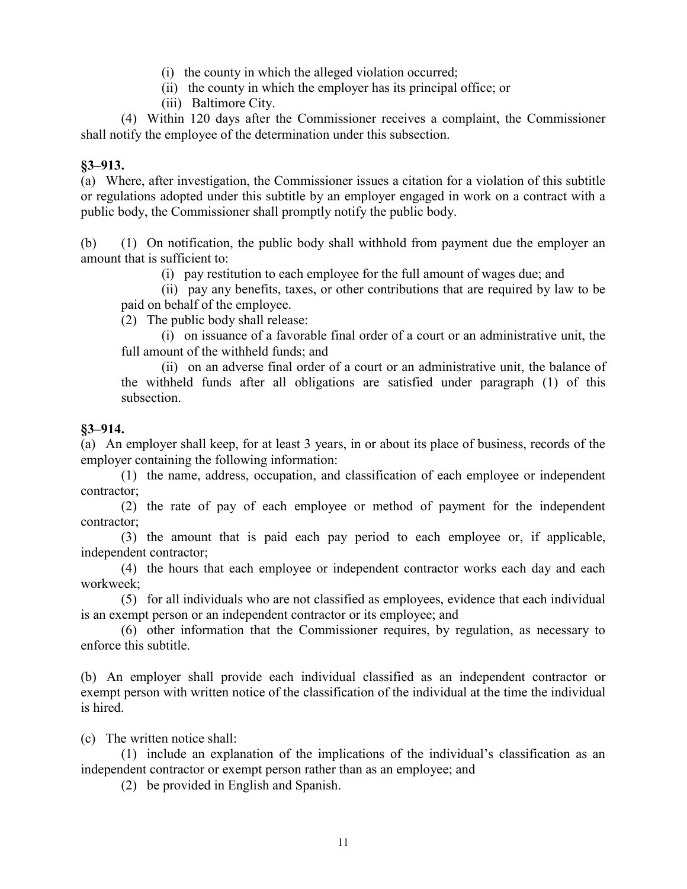(i) the county in which the alleged violation occurred;

(ii) the county in which the employer has its principal office; or

(iii) Baltimore City.

(4) Within 120 days after the Commissioner receives a complaint, the Commissioner shall notify the employee of the determination under this subsection.

**§3–913.**

(a) Where, after investigation, the Commissioner issues a citation for a violation of this subtitle or regulations adopted under this subtitle by an employer engaged in work on a contract with a public body, the Commissioner shall promptly notify the public body.

(b) (1) On notification, the public body shall withhold from payment due the employer an amount that is sufficient to:

(i) pay restitution to each employee for the full amount of wages due; and

(ii) pay any benefits, taxes, or other contributions that are required by law to be paid on behalf of the employee.

(2) The public body shall release:

(i) on issuance of a favorable final order of a court or an administrative unit, the full amount of the withheld funds; and

(ii) on an adverse final order of a court or an administrative unit, the balance of the withheld funds after all obligations are satisfied under paragraph (1) of this subsection.

**§3–914.**

(a) An employer shall keep, for at least 3 years, in or about its place of business, records of the employer containing the following information:

(1) the name, address, occupation, and classification of each employee or independent contractor;

(2) the rate of pay of each employee or method of payment for the independent contractor;

(3) the amount that is paid each pay period to each employee or, if applicable, independent contractor;

(4) the hours that each employee or independent contractor works each day and each workweek;

(5) for all individuals who are not classified as employees, evidence that each individual is an exempt person or an independent contractor or its employee; and

(6) other information that the Commissioner requires, by regulation, as necessary to enforce this subtitle.

(b) An employer shall provide each individual classified as an independent contractor or exempt person with written notice of the classification of the individual at the time the individual is hired.

(c) The written notice shall:

(1) include an explanation of the implications of the individual's classification as an independent contractor or exempt person rather than as an employee; and

(2) be provided in English and Spanish.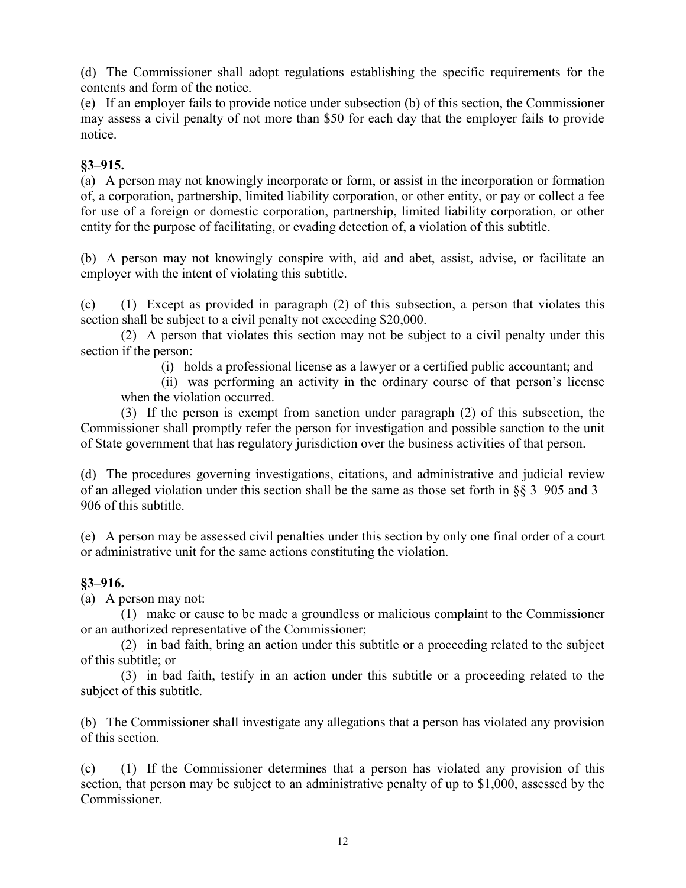(d) The Commissioner shall adopt regulations establishing the specific requirements for the contents and form of the notice.

(e) If an employer fails to provide notice under subsection (b) of this section, the Commissioner may assess a civil penalty of not more than $50 for each day that the employer fails to provide notice.

**§3–915.**

(a) A person may not knowingly incorporate or form, or assist in the incorporation or formation of, a corporation, partnership, limited liability corporation, or other entity, or pay or collect a fee for use of a foreign or domestic corporation, partnership, limited liability corporation, or other entity for the purpose of facilitating, or evading detection of, a violation of this subtitle.

(b) A person may not knowingly conspire with, aid and abet, assist, advise, or facilitate an employer with the intent of violating this subtitle.

(c) (1) Except as provided in paragraph (2) of this subsection, a person that violates this section shall be subject to a civil penalty not exceeding $20,000.

(2) A person that violates this section may not be subject to a civil penalty under this section if the person:

(i) holds a professional license as a lawyer or a certified public accountant; and

(ii) was performing an activity in the ordinary course of that person's license when the violation occurred.

(3) If the person is exempt from sanction under paragraph (2) of this subsection, the Commissioner shall promptly refer the person for investigation and possible sanction to the unit of State government that has regulatory jurisdiction over the business activities of that person.

(d) The procedures governing investigations, citations, and administrative and judicial review of an alleged violation under this section shall be the same as those set forth in §§ 3–905 and 3–906 of this subtitle.

(e) A person may be assessed civil penalties under this section by only one final order of a court or administrative unit for the same actions constituting the violation.

**§3–916.**

(a) A person may not:

(1) make or cause to be made a groundless or malicious complaint to the Commissioner or an authorized representative of the Commissioner;

(2) in bad faith, bring an action under this subtitle or a proceeding related to the subject of this subtitle; or

(3) in bad faith, testify in an action under this subtitle or a proceeding related to the subject of this subtitle.

(b) The Commissioner shall investigate any allegations that a person has violated any provision of this section.

(c) (1) If the Commissioner determines that a person has violated any provision of this section, that person may be subject to an administrative penalty of up to $1,000, assessed by the Commissioner.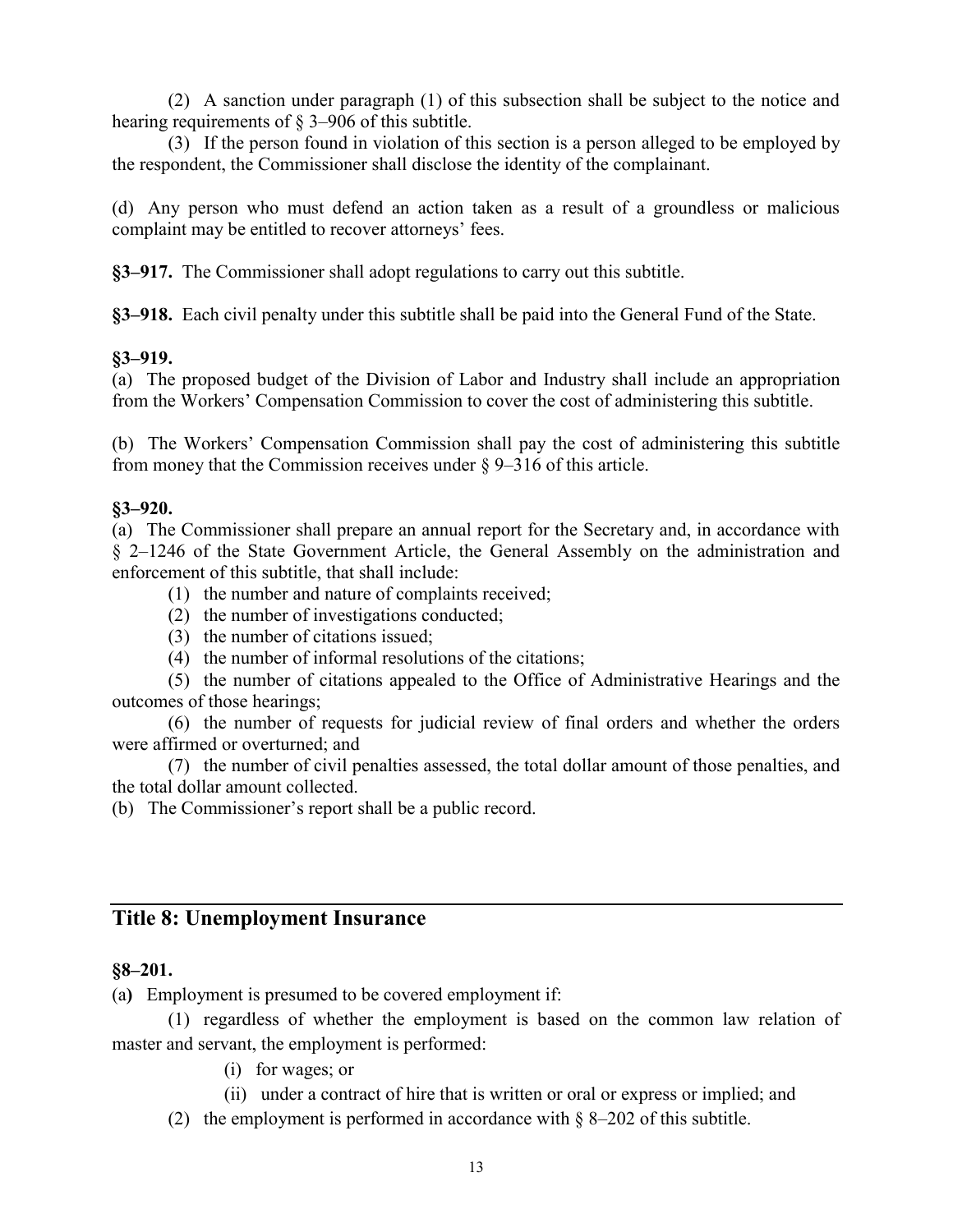(2) A sanction under paragraph (1) of this subsection shall be subject to the notice and hearing requirements of § 3–906 of this subtitle.

(3) If the person found in violation of this section is a person alleged to be employed by the respondent, the Commissioner shall disclose the identity of the complainant.

(d) Any person who must defend an action taken as a result of a groundless or malicious complaint may be entitled to recover attorneys' fees.

**§3–917.** The Commissioner shall adopt regulations to carry out this subtitle.

**§3–918.** Each civil penalty under this subtitle shall be paid into the General Fund of the State.

**§3–919.**

(a) The proposed budget of the Division of Labor and Industry shall include an appropriation from the Workers' Compensation Commission to cover the cost of administering this subtitle.

(b) The Workers' Compensation Commission shall pay the cost of administering this subtitle from money that the Commission receives under § 9–316 of this article.

**§3–920.**

(a) The Commissioner shall prepare an annual report for the Secretary and, in accordance with § 2–1246 of the State Government Article, the General Assembly on the administration and enforcement of this subtitle, that shall include:

(1) the number and nature of complaints received;

(2) the number of investigations conducted;

(3) the number of citations issued;

(4) the number of informal resolutions of the citations;

(5) the number of citations appealed to the Office of Administrative Hearings and the outcomes of those hearings;

(6) the number of requests for judicial review of final orders and whether the orders were affirmed or overturned; and

(7) the number of civil penalties assessed, the total dollar amount of those penalties, and the total dollar amount collected.

(b) The Commissioner's report shall be a public record.

## Title 8: Unemployment Insurance

**§8–201.**

(a) Employment is presumed to be covered employment if:

(1) regardless of whether the employment is based on the common law relation of master and servant, the employment is performed:

(i) for wages; or

(ii) under a contract of hire that is written or oral or express or implied; and

(2) the employment is performed in accordance with § 8–202 of this subtitle.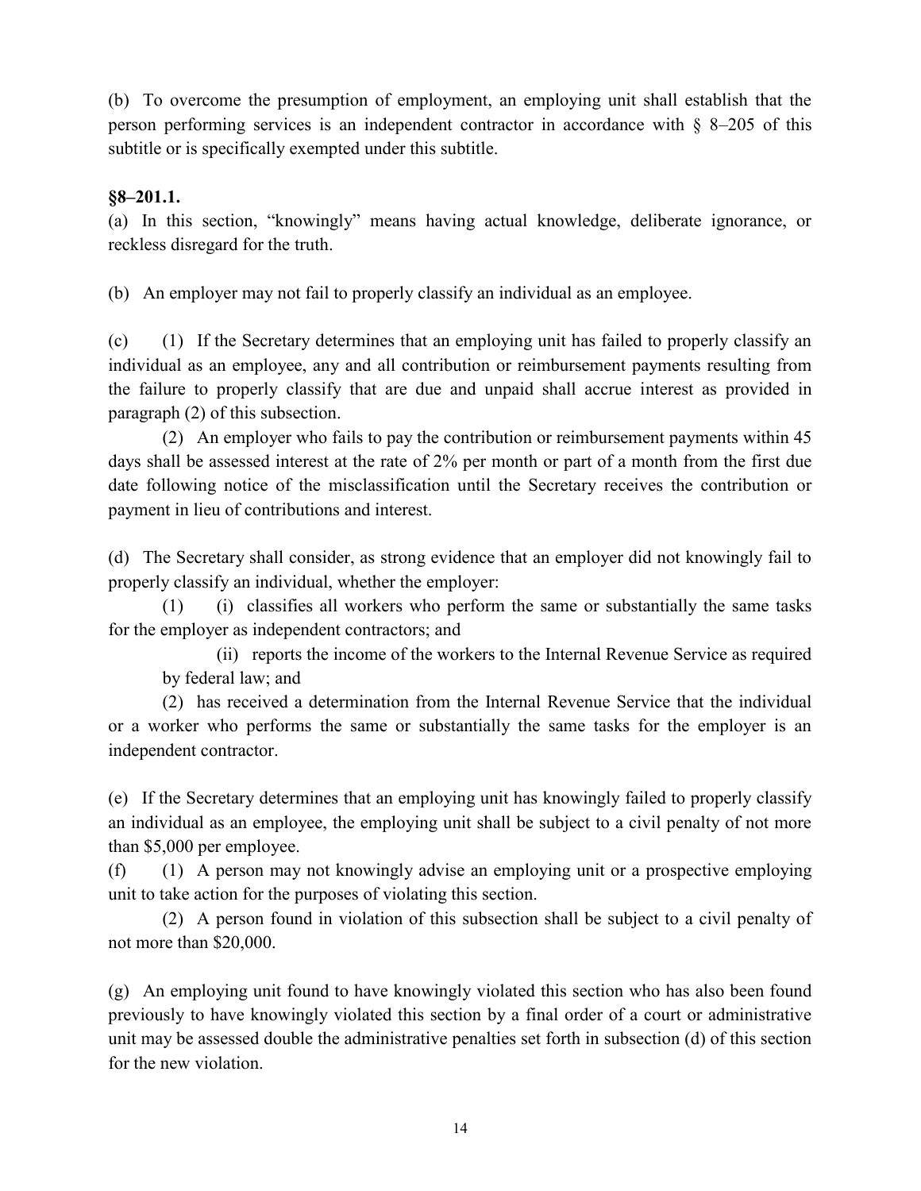(b) To overcome the presumption of employment, an employing unit shall establish that the person performing services is an independent contractor in accordance with § 8–205 of this subtitle or is specifically exempted under this subtitle.

**§8–201.1.**

(a) In this section, "knowingly" means having actual knowledge, deliberate ignorance, or reckless disregard for the truth.

(b) An employer may not fail to properly classify an individual as an employee.

(c) (1) If the Secretary determines that an employing unit has failed to properly classify an individual as an employee, any and all contribution or reimbursement payments resulting from the failure to properly classify that are due and unpaid shall accrue interest as provided in paragraph (2) of this subsection.

(2) An employer who fails to pay the contribution or reimbursement payments within 45 days shall be assessed interest at the rate of 2% per month or part of a month from the first due date following notice of the misclassification until the Secretary receives the contribution or payment in lieu of contributions and interest.

(d) The Secretary shall consider, as strong evidence that an employer did not knowingly fail to properly classify an individual, whether the employer:

(1) (i) classifies all workers who perform the same or substantially the same tasks for the employer as independent contractors; and

(ii) reports the income of the workers to the Internal Revenue Service as required by federal law; and

(2) has received a determination from the Internal Revenue Service that the individual or a worker who performs the same or substantially the same tasks for the employer is an independent contractor.

(e) If the Secretary determines that an employing unit has knowingly failed to properly classify an individual as an employee, the employing unit shall be subject to a civil penalty of not more than $5,000 per employee.

(f) (1) A person may not knowingly advise an employing unit or a prospective employing unit to take action for the purposes of violating this section.

(2) A person found in violation of this subsection shall be subject to a civil penalty of not more than $20,000.

(g) An employing unit found to have knowingly violated this section who has also been found previously to have knowingly violated this section by a final order of a court or administrative unit may be assessed double the administrative penalties set forth in subsection (d) of this section for the new violation.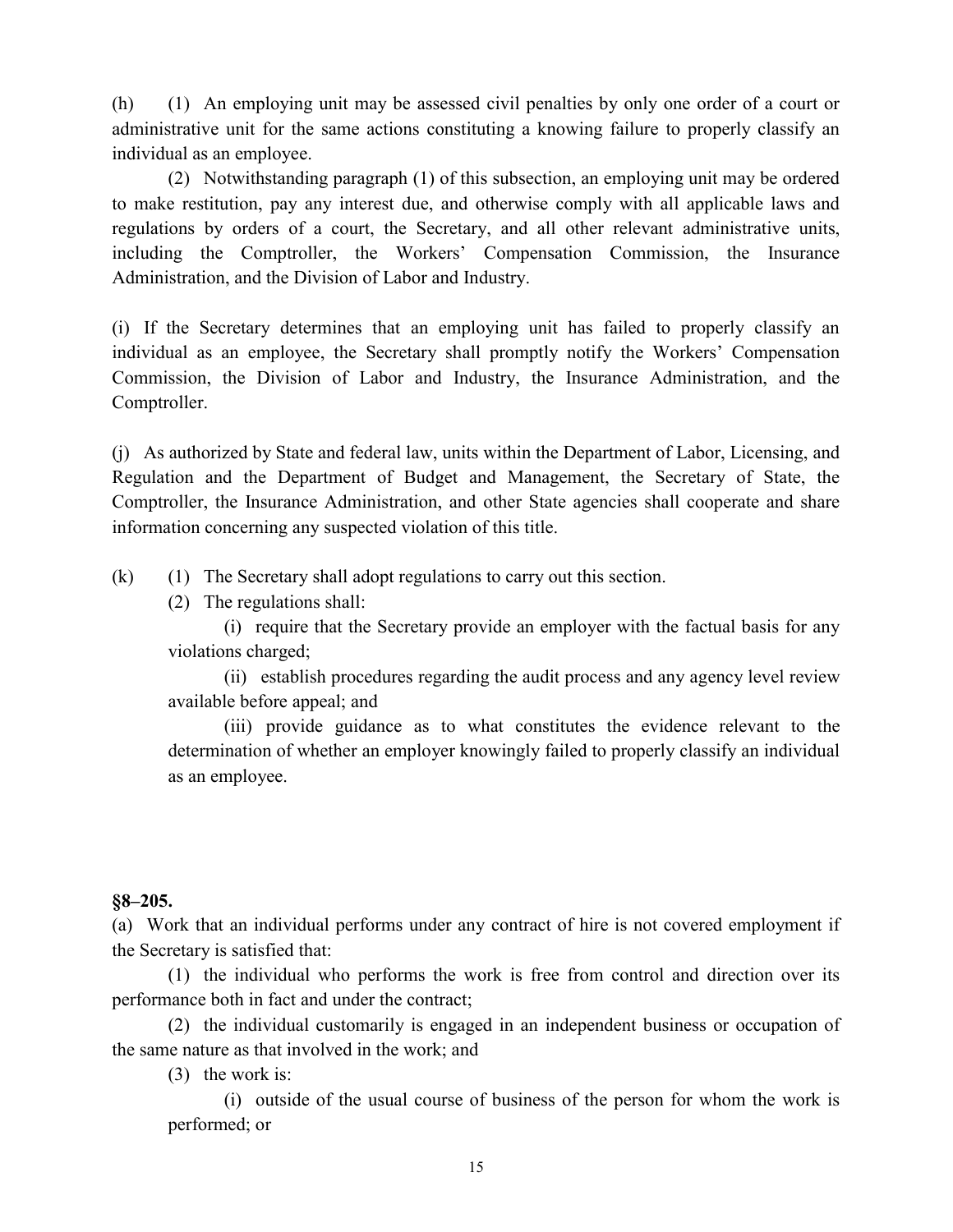(h) (1) An employing unit may be assessed civil penalties by only one order of a court or administrative unit for the same actions constituting a knowing failure to properly classify an individual as an employee.

(2) Notwithstanding paragraph (1) of this subsection, an employing unit may be ordered to make restitution, pay any interest due, and otherwise comply with all applicable laws and regulations by orders of a court, the Secretary, and all other relevant administrative units, including the Comptroller, the Workers' Compensation Commission, the Insurance Administration, and the Division of Labor and Industry.

(i) If the Secretary determines that an employing unit has failed to properly classify an individual as an employee, the Secretary shall promptly notify the Workers' Compensation Commission, the Division of Labor and Industry, the Insurance Administration, and the Comptroller.

(j) As authorized by State and federal law, units within the Department of Labor, Licensing, and Regulation and the Department of Budget and Management, the Secretary of State, the Comptroller, the Insurance Administration, and other State agencies shall cooperate and share information concerning any suspected violation of this title.

(k) (1) The Secretary shall adopt regulations to carry out this section.

(2) The regulations shall:

(i) require that the Secretary provide an employer with the factual basis for any violations charged;

(ii) establish procedures regarding the audit process and any agency level review available before appeal; and

(iii) provide guidance as to what constitutes the evidence relevant to the determination of whether an employer knowingly failed to properly classify an individual as an employee.

**§8–205.**

(a) Work that an individual performs under any contract of hire is not covered employment if the Secretary is satisfied that:

(1) the individual who performs the work is free from control and direction over its performance both in fact and under the contract;

(2) the individual customarily is engaged in an independent business or occupation of the same nature as that involved in the work; and

(3) the work is:

(i) outside of the usual course of business of the person for whom the work is performed; or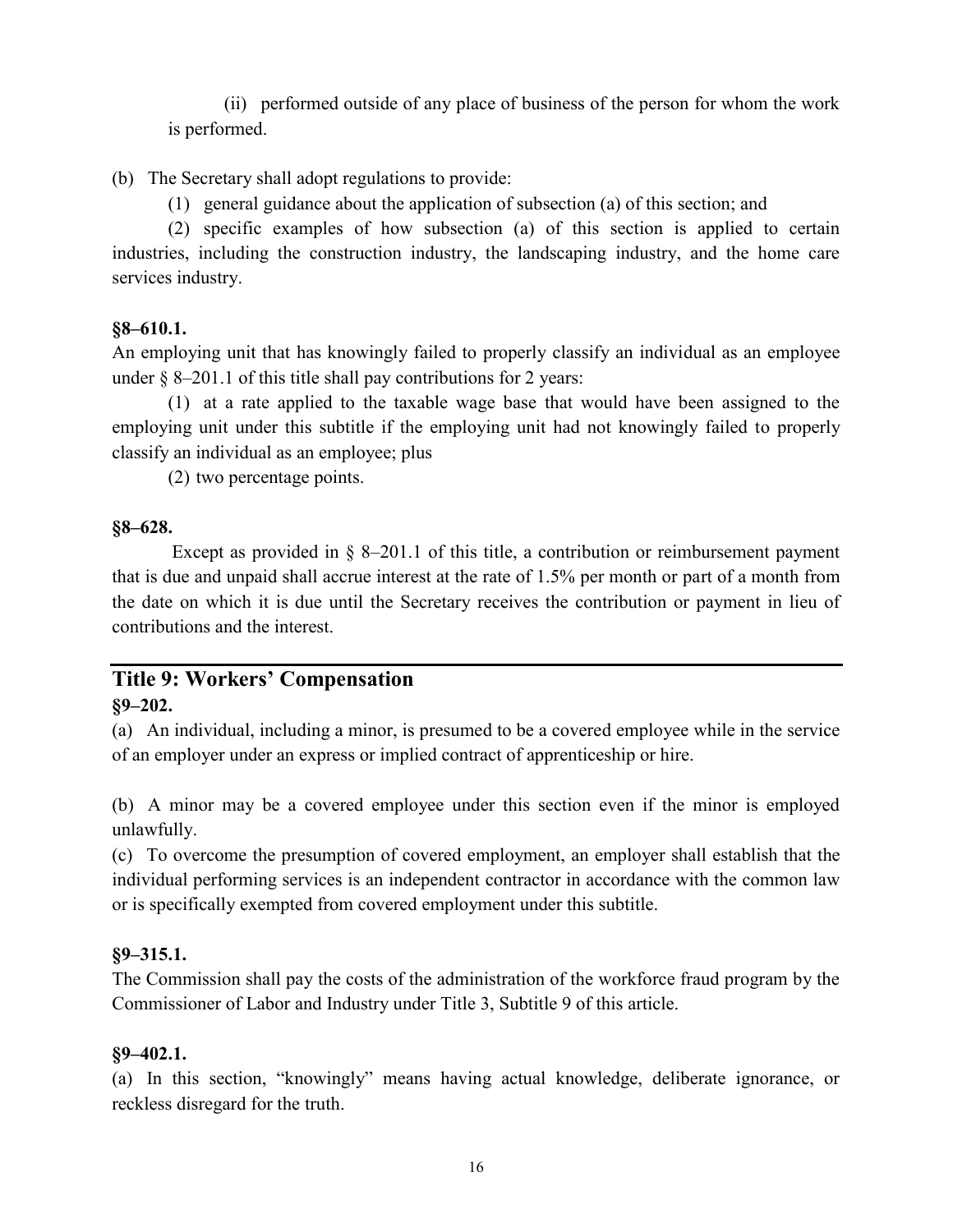(ii) performed outside of any place of business of the person for whom the work is performed.

(b) The Secretary shall adopt regulations to provide:

(1) general guidance about the application of subsection (a) of this section; and

(2) specific examples of how subsection (a) of this section is applied to certain industries, including the construction industry, the landscaping industry, and the home care services industry.

**§8–610.1.**

An employing unit that has knowingly failed to properly classify an individual as an employee under § 8–201.1 of this title shall pay contributions for 2 years:

(1) at a rate applied to the taxable wage base that would have been assigned to the employing unit under this subtitle if the employing unit had not knowingly failed to properly classify an individual as an employee; plus

(2) two percentage points.

**§8–628.**

Except as provided in § 8–201.1 of this title, a contribution or reimbursement payment that is due and unpaid shall accrue interest at the rate of 1.5% per month or part of a month from the date on which it is due until the Secretary receives the contribution or payment in lieu of contributions and the interest.

## Title 9: Workers' Compensation

**§9–202.**

(a) An individual, including a minor, is presumed to be a covered employee while in the service of an employer under an express or implied contract of apprenticeship or hire.

(b) A minor may be a covered employee under this section even if the minor is employed unlawfully.

(c) To overcome the presumption of covered employment, an employer shall establish that the individual performing services is an independent contractor in accordance with the common law or is specifically exempted from covered employment under this subtitle.

**§9–315.1.**

The Commission shall pay the costs of the administration of the workforce fraud program by the Commissioner of Labor and Industry under Title 3, Subtitle 9 of this article.

**§9–402.1.**

(a) In this section, "knowingly" means having actual knowledge, deliberate ignorance, or reckless disregard for the truth.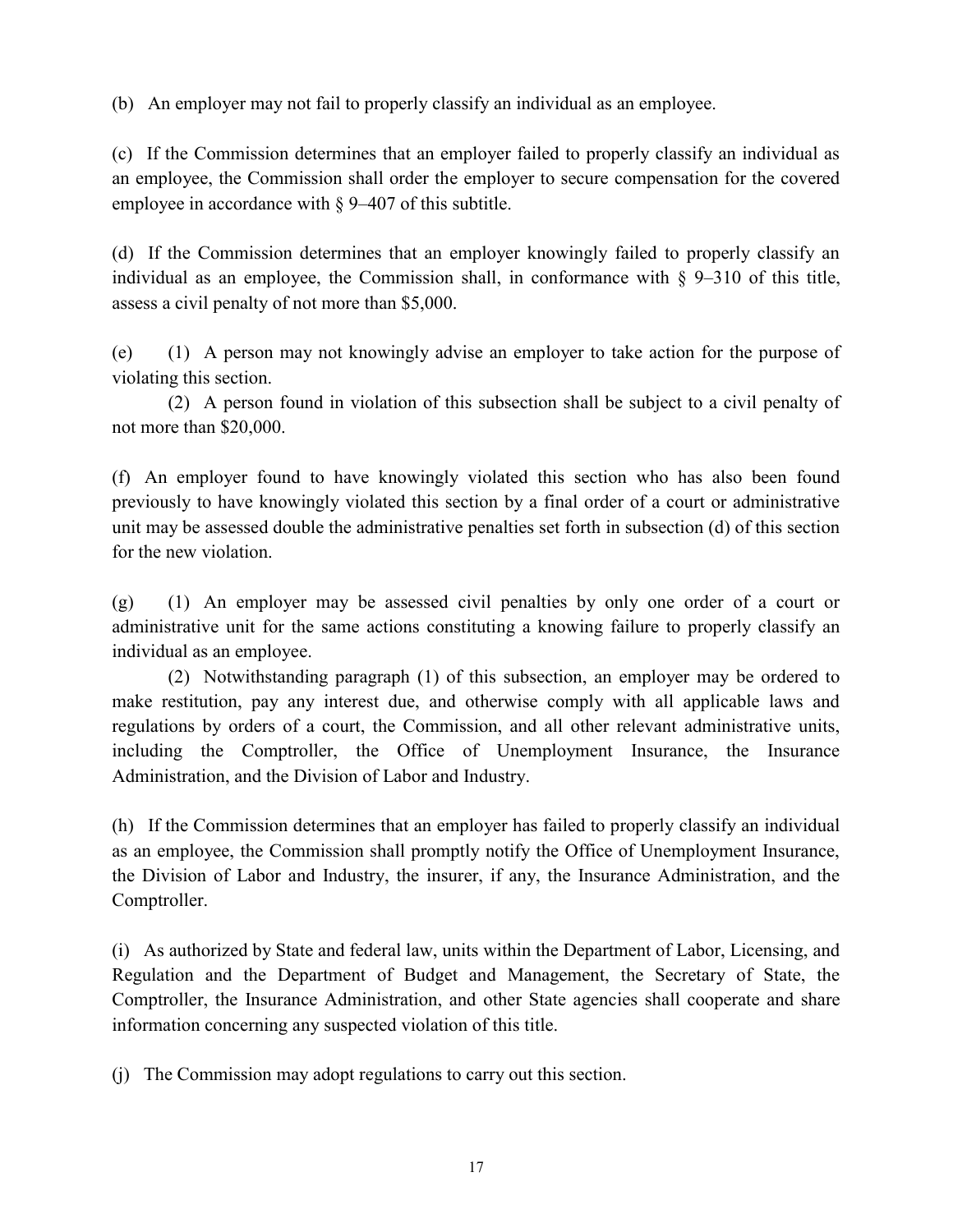(b) An employer may not fail to properly classify an individual as an employee.

(c) If the Commission determines that an employer failed to properly classify an individual as an employee, the Commission shall order the employer to secure compensation for the covered employee in accordance with § 9–407 of this subtitle.

(d) If the Commission determines that an employer knowingly failed to properly classify an individual as an employee, the Commission shall, in conformance with § 9–310 of this title, assess a civil penalty of not more than $5,000.

(e) (1) A person may not knowingly advise an employer to take action for the purpose of violating this section.

(2) A person found in violation of this subsection shall be subject to a civil penalty of not more than $20,000.

(f) An employer found to have knowingly violated this section who has also been found previously to have knowingly violated this section by a final order of a court or administrative unit may be assessed double the administrative penalties set forth in subsection (d) of this section for the new violation.

(g) (1) An employer may be assessed civil penalties by only one order of a court or administrative unit for the same actions constituting a knowing failure to properly classify an individual as an employee.

(2) Notwithstanding paragraph (1) of this subsection, an employer may be ordered to make restitution, pay any interest due, and otherwise comply with all applicable laws and regulations by orders of a court, the Commission, and all other relevant administrative units, including the Comptroller, the Office of Unemployment Insurance, the Insurance Administration, and the Division of Labor and Industry.

(h) If the Commission determines that an employer has failed to properly classify an individual as an employee, the Commission shall promptly notify the Office of Unemployment Insurance, the Division of Labor and Industry, the insurer, if any, the Insurance Administration, and the Comptroller.

(i) As authorized by State and federal law, units within the Department of Labor, Licensing, and Regulation and the Department of Budget and Management, the Secretary of State, the Comptroller, the Insurance Administration, and other State agencies shall cooperate and share information concerning any suspected violation of this title.

(j) The Commission may adopt regulations to carry out this section.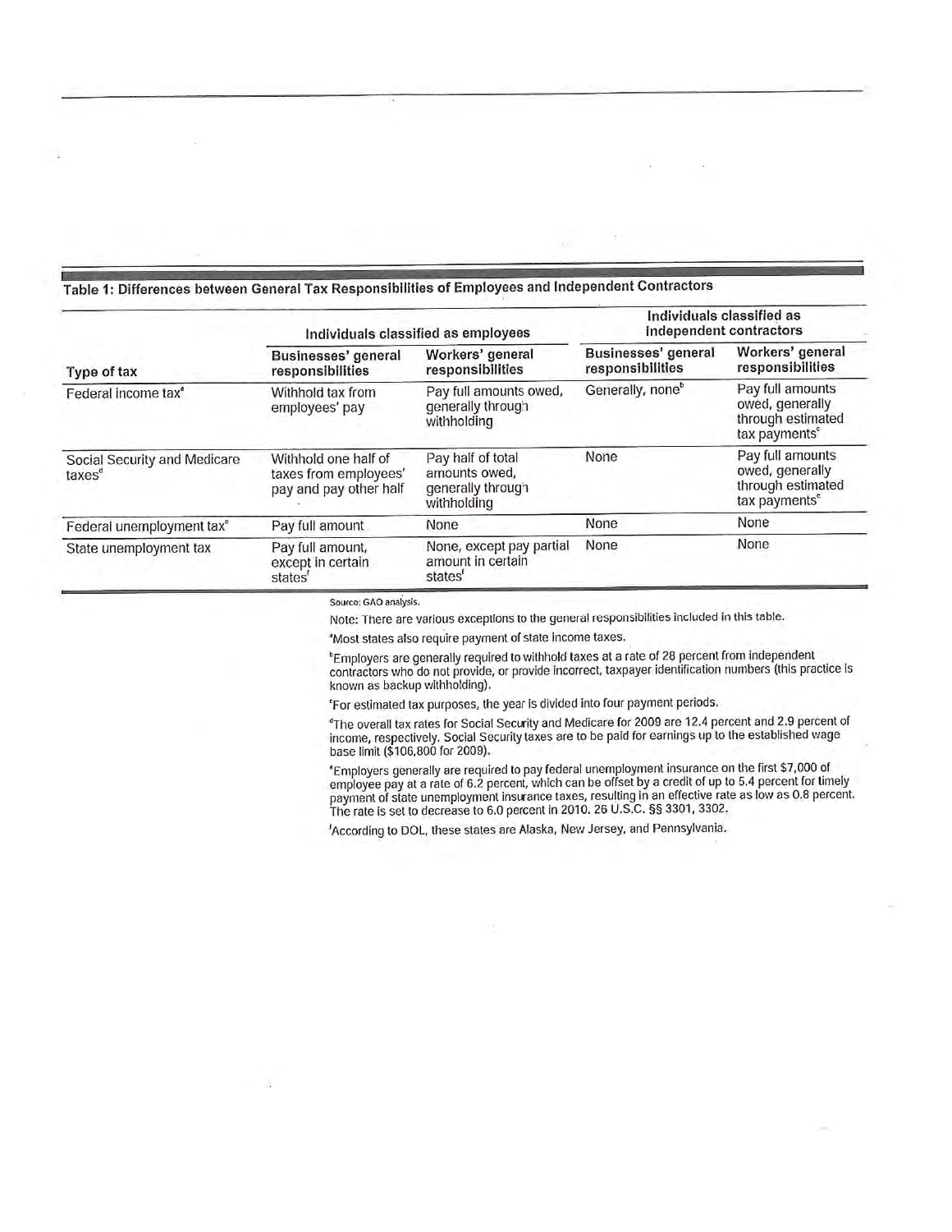**Table 1: Differences between General Tax Responsibilities of Employees and Independent Contractors**

| Type of tax | Individuals classified as employees | | Individuals classified as independent contractors | |
|---|---|---|---|---|
| | Businesses' general responsibilities | Workers' general responsibilities | Businesses' general responsibilities | Workers' general responsibilities |
| Federal income tax[a] | Withhold tax from employees' pay | Pay full amounts owed, generally through withholding | Generally, none[b] | Pay full amounts owed, generally through estimated tax payments[c] |
| Social Security and Medicare taxes[d] | Withhold one half of taxes from employees' pay and pay other half | Pay half of total amounts owed, generally through withholding | None | Pay full amounts owed, generally through estimated tax payments[c] |
| Federal unemployment tax[e] | Pay full amount | None | None | None |
| State unemployment tax | Pay full amount, except in certain states[f] | None, except pay partial amount in certain states[f] | None | None |

Source: GAO analysis.

Note: There are various exceptions to the general responsibilities included in this table.

[a]Most states also require payment of state income taxes.

[b]Employers are generally required to withhold taxes at a rate of 28 percent from independent contractors who do not provide, or provide incorrect, taxpayer identification numbers (this practice is known as backup withholding).

[c]For estimated tax purposes, the year is divided into four payment periods.

[d]The overall tax rates for Social Security and Medicare for 2009 are 12.4 percent and 2.9 percent of income, respectively. Social Security taxes are to be paid for earnings up to the established wage base limit ($106,800 for 2009).

[e]Employers generally are required to pay federal unemployment insurance on the first $7,000 of employee pay at a rate of 6.2 percent, which can be offset by a credit of up to 5.4 percent for timely payment of state unemployment insurance taxes, resulting in an effective rate as low as 0.8 percent. The rate is set to decrease to 6.0 percent in 2010. 26 U.S.C. §§ 3301, 3302.

[f]According to DOL, these states are Alaska, New Jersey, and Pennsylvania.